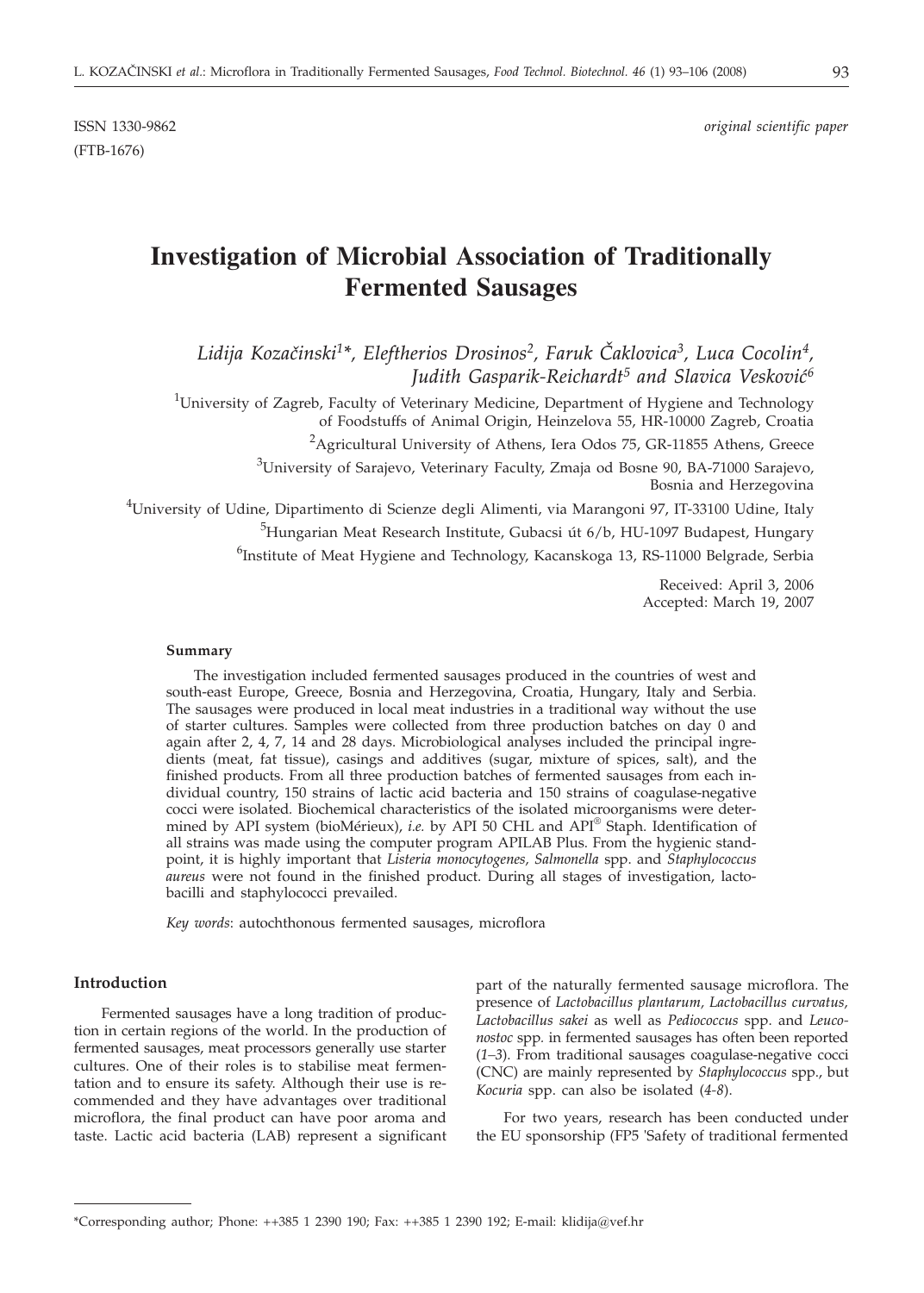ISSN 1330-9862 *original scientific paper*

(FTB-1676)

# Investigation of Microbial Association of Traditionally Fermented Sausages

*Lidija Kozačinski[1]\*, Eleftherios Drosinos[2], Faruk Čaklovica[3], Luca Cocolin[4], Judith Gasparik-Reichardt[5] and Slavica Vesković[6]*

[1]University of Zagreb, Faculty of Veterinary Medicine, Department of Hygiene and Technology of Foodstuffs of Animal Origin, Heinzelova 55, HR-10000 Zagreb, Croatia

[2]Agricultural University of Athens, Iera Odos 75, GR-11855 Athens, Greece

[3]University of Sarajevo, Veterinary Faculty, Zmaja od Bosne 90, BA-71000 Sarajevo, Bosnia and Herzegovina

[4]University of Udine, Dipartimento di Scienze degli Alimenti, via Marangoni 97, IT-33100 Udine, Italy

[5]Hungarian Meat Research Institute, Gubacsi út 6/b, HU-1097 Budapest, Hungary

[6]Institute of Meat Hygiene and Technology, Kacanskoga 13, RS-11000 Belgrade, Serbia

Received: April 3, 2006
Accepted: March 19, 2007

### Summary

The investigation included fermented sausages produced in the countries of west and south-east Europe, Greece, Bosnia and Herzegovina, Croatia, Hungary, Italy and Serbia. The sausages were produced in local meat industries in a traditional way without the use of starter cultures. Samples were collected from three production batches on day 0 and again after 2, 4, 7, 14 and 28 days. Microbiological analyses included the principal ingredients (meat, fat tissue), casings and additives (sugar, mixture of spices, salt), and the finished products. From all three production batches of fermented sausages from each individual country, 150 strains of lactic acid bacteria and 150 strains of coagulase-negative cocci were isolated. Biochemical characteristics of the isolated microorganisms were determined by API system (bioMérieux), *i.e.* by API 50 CHL and API® Staph. Identification of all strains was made using the computer program APILAB Plus. From the hygienic standpoint, it is highly important that *Listeria monocytogenes, Salmonella* spp. and *Staphylococcus aureus* were not found in the finished product. During all stages of investigation, lactobacilli and staphylococci prevailed.

*Key words*: autochthonous fermented sausages, microflora

## Introduction

Fermented sausages have a long tradition of production in certain regions of the world. In the production of fermented sausages, meat processors generally use starter cultures. One of their roles is to stabilise meat fermentation and to ensure its safety. Although their use is recommended and they have advantages over traditional microflora, the final product can have poor aroma and taste. Lactic acid bacteria (LAB) represent a significant part of the naturally fermented sausage microflora. The presence of *Lactobacillus plantarum*, *Lactobacillus curvatus, Lactobacillus sakei* as well as *Pediococcus* spp. and *Leuconostoc* spp. in fermented sausages has often been reported (*1–3*). From traditional sausages coagulase-negative cocci (CNC) are mainly represented by *Staphylococcus* spp., but *Kocuria* spp. can also be isolated (*4-8*).

For two years, research has been conducted under the EU sponsorship (FP5 'Safety of traditional fermented

---

\*Corresponding author; Phone: ++385 1 2390 190; Fax: ++385 1 2390 192; E-mail: klidija@vef.hr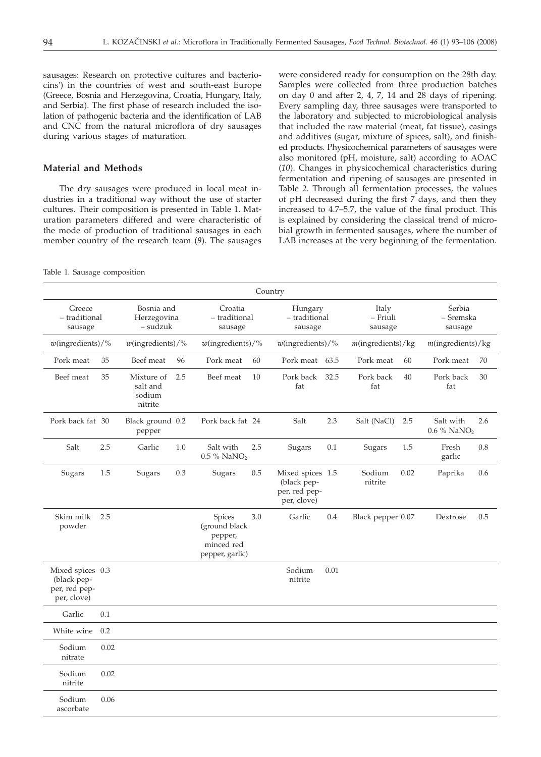sausages: Research on protective cultures and bacteriocins') in the countries of west and south-east Europe (Greece, Bosnia and Herzegovina, Croatia, Hungary, Italy, and Serbia). The first phase of research included the isolation of pathogenic bacteria and the identification of LAB and CNC from the natural microflora of dry sausages during various stages of maturation.

## Material and Methods

The dry sausages were produced in local meat industries in a traditional way without the use of starter cultures. Their composition is presented in Table 1. Maturation parameters differed and were characteristic of the mode of production of traditional sausages in each member country of the research team (*9*). The sausages were considered ready for consumption on the 28th day. Samples were collected from three production batches on day 0 and after 2, 4, 7, 14 and 28 days of ripening. Every sampling day, three sausages were transported to the laboratory and subjected to microbiological analysis that included the raw material (meat, fat tissue), casings and additives (sugar, mixture of spices, salt), and finished products. Physicochemical parameters of sausages were also monitored (pH, moisture, salt) according to AOAC (*10*). Changes in physicochemical characteristics during fermentation and ripening of sausages are presented in Table 2. Through all fermentation processes, the values of pH decreased during the first 7 days, and then they increased to 4.7–5.7, the value of the final product. This is explained by considering the classical trend of microbial growth in fermented sausages, where the number of LAB increases at the very beginning of the fermentation.

Table 1. Sausage composition

| Country | | | | | | | | | | | |
|---|---|---|---|---|---|---|---|---|---|---|---|
| Greece – traditional sausage | | Bosnia and Herzegovina – sudzuk | | Croatia – traditional sausage | | Hungary – traditional sausage | | Italy – Friuli sausage | | Serbia – Sremska sausage | |
| *w*(ingredients)/% | | *w*(ingredients)/% | | *w*(ingredients)/% | | *w*(ingredients)/% | | *m*(ingredients)/kg | | *m*(ingredients)/kg | |
| Pork meat | 35 | Beef meat | 96 | Pork meat | 60 | Pork meat | 63.5 | Pork meat | 60 | Pork meat | 70 |
| Beef meat | 35 | Mixture of salt and sodium nitrite | 2.5 | Beef meat | 10 | Pork back fat | 32.5 | Pork back fat | 40 | Pork back fat | 30 |
| Pork back fat | 30 | Black ground pepper | 0.2 | Pork back fat | 24 | Salt | 2.3 | Salt (NaCl) | 2.5 | Salt with 0.6 % $NaNO_2$ | 2.6 |
| Salt | 2.5 | Garlic | 1.0 | Salt with 0.5 % $NaNO_2$ | 2.5 | Sugars | 0.1 | Sugars | 1.5 | Fresh garlic | 0.8 |
| Sugars | 1.5 | Sugars | 0.3 | Sugars | 0.5 | Mixed spices (black pepper, red pepper, clove) | 1.5 | Sodium nitrite | 0.02 | Paprika | 0.6 |
| Skim milk powder | 2.5 | | | Spices (ground black pepper, minced red pepper, garlic) | 3.0 | Garlic | 0.4 | Black pepper | 0.07 | Dextrose | 0.5 |
| Mixed spices (black pepper, red pepper, clove) | 0.3 | | | | | Sodium nitrite | 0.01 | | | | |
| Garlic | 0.1 | | | | | | | | | | |
| White wine | 0.2 | | | | | | | | | | |
| Sodium nitrate | 0.02 | | | | | | | | | | |
| Sodium nitrite | 0.02 | | | | | | | | | | |
| Sodium ascorbate | 0.06 | | | | | | | | | | |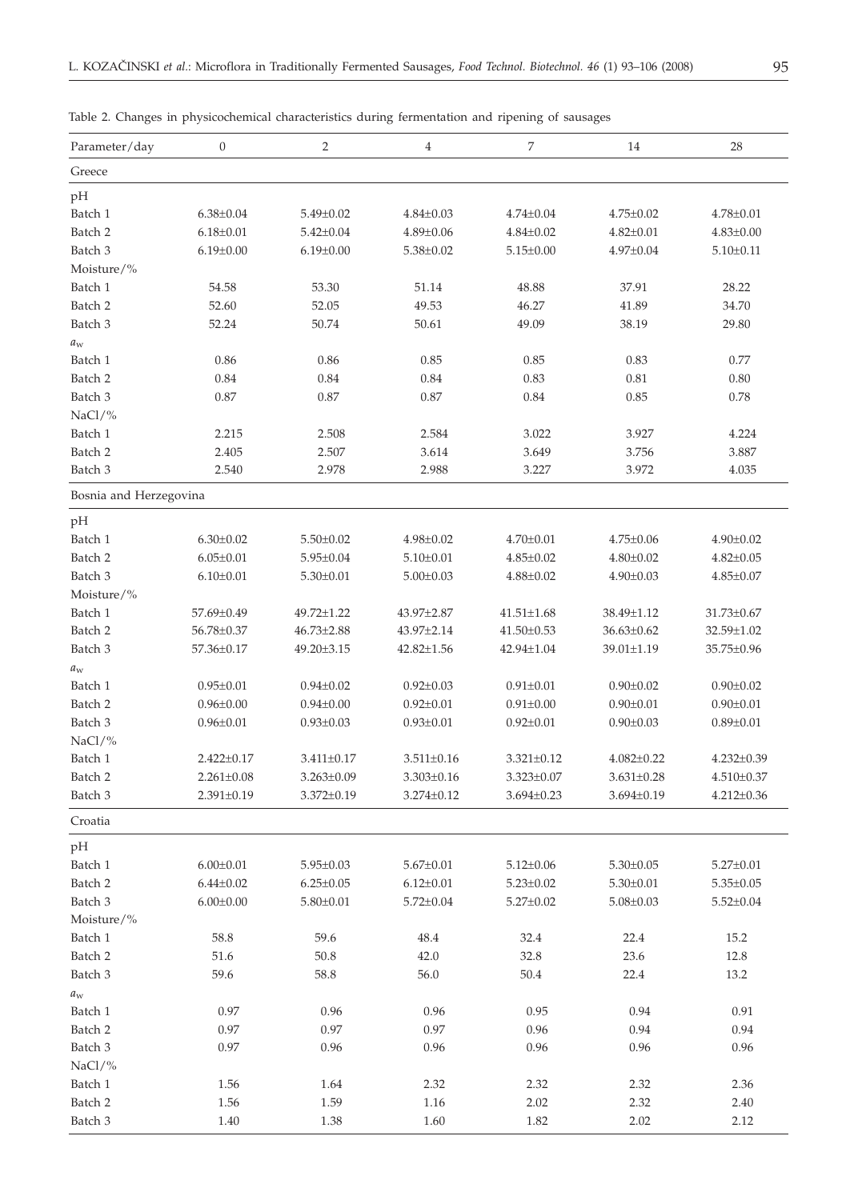Table 2. Changes in physicochemical characteristics during fermentation and ripening of sausages

| Parameter/day | 0 | 2 | 4 | 7 | 14 | 28 |
|---|---|---|---|---|---|---|
| **Greece** | | | | | | |
| pH | | | | | | |
| Batch 1 | 6.38±0.04 | 5.49±0.02 | 4.84±0.03 | 4.74±0.04 | 4.75±0.02 | 4.78±0.01 |
| Batch 2 | 6.18±0.01 | 5.42±0.04 | 4.89±0.06 | 4.84±0.02 | 4.82±0.01 | 4.83±0.00 |
| Batch 3 | 6.19±0.00 | 6.19±0.00 | 5.38±0.02 | 5.15±0.00 | 4.97±0.04 | 5.10±0.11 |
| Moisture/% | | | | | | |
| Batch 1 | 54.58 | 53.30 | 51.14 | 48.88 | 37.91 | 28.22 |
| Batch 2 | 52.60 | 52.05 | 49.53 | 46.27 | 41.89 | 34.70 |
| Batch 3 | 52.24 | 50.74 | 50.61 | 49.09 | 38.19 | 29.80 |
| $a_w$ | | | | | | |
| Batch 1 | 0.86 | 0.86 | 0.85 | 0.85 | 0.83 | 0.77 |
| Batch 2 | 0.84 | 0.84 | 0.84 | 0.83 | 0.81 | 0.80 |
| Batch 3 | 0.87 | 0.87 | 0.87 | 0.84 | 0.85 | 0.78 |
| NaCl/% | | | | | | |
| Batch 1 | 2.215 | 2.508 | 2.584 | 3.022 | 3.927 | 4.224 |
| Batch 2 | 2.405 | 2.507 | 3.614 | 3.649 | 3.756 | 3.887 |
| Batch 3 | 2.540 | 2.978 | 2.988 | 3.227 | 3.972 | 4.035 |
| **Bosnia and Herzegovina** | | | | | | |
| pH | | | | | | |
| Batch 1 | 6.30±0.02 | 5.50±0.02 | 4.98±0.02 | 4.70±0.01 | 4.75±0.06 | 4.90±0.02 |
| Batch 2 | 6.05±0.01 | 5.95±0.04 | 5.10±0.01 | 4.85±0.02 | 4.80±0.02 | 4.82±0.05 |
| Batch 3 | 6.10±0.01 | 5.30±0.01 | 5.00±0.03 | 4.88±0.02 | 4.90±0.03 | 4.85±0.07 |
| Moisture/% | | | | | | |
| Batch 1 | 57.69±0.49 | 49.72±1.22 | 43.97±2.87 | 41.51±1.68 | 38.49±1.12 | 31.73±0.67 |
| Batch 2 | 56.78±0.37 | 46.73±2.88 | 43.97±2.14 | 41.50±0.53 | 36.63±0.62 | 32.59±1.02 |
| Batch 3 | 57.36±0.17 | 49.20±3.15 | 42.82±1.56 | 42.94±1.04 | 39.01±1.19 | 35.75±0.96 |
| $a_w$ | | | | | | |
| Batch 1 | 0.95±0.01 | 0.94±0.02 | 0.92±0.03 | 0.91±0.01 | 0.90±0.02 | 0.90±0.02 |
| Batch 2 | 0.96±0.00 | 0.94±0.00 | 0.92±0.01 | 0.91±0.00 | 0.90±0.01 | 0.90±0.01 |
| Batch 3 | 0.96±0.01 | 0.93±0.03 | 0.93±0.01 | 0.92±0.01 | 0.90±0.03 | 0.89±0.01 |
| NaCl/% | | | | | | |
| Batch 1 | 2.422±0.17 | 3.411±0.17 | 3.511±0.16 | 3.321±0.12 | 4.082±0.22 | 4.232±0.39 |
| Batch 2 | 2.261±0.08 | 3.263±0.09 | 3.303±0.16 | 3.323±0.07 | 3.631±0.28 | 4.510±0.37 |
| Batch 3 | 2.391±0.19 | 3.372±0.19 | 3.274±0.12 | 3.694±0.23 | 3.694±0.19 | 4.212±0.36 |
| **Croatia** | | | | | | |
| pH | | | | | | |
| Batch 1 | 6.00±0.01 | 5.95±0.03 | 5.67±0.01 | 5.12±0.06 | 5.30±0.05 | 5.27±0.01 |
| Batch 2 | 6.44±0.02 | 6.25±0.05 | 6.12±0.01 | 5.23±0.02 | 5.30±0.01 | 5.35±0.05 |
| Batch 3 | 6.00±0.00 | 5.80±0.01 | 5.72±0.04 | 5.27±0.02 | 5.08±0.03 | 5.52±0.04 |
| Moisture/% | | | | | | |
| Batch 1 | 58.8 | 59.6 | 48.4 | 32.4 | 22.4 | 15.2 |
| Batch 2 | 51.6 | 50.8 | 42.0 | 32.8 | 23.6 | 12.8 |
| Batch 3 | 59.6 | 58.8 | 56.0 | 50.4 | 22.4 | 13.2 |
| $a_w$ | | | | | | |
| Batch 1 | 0.97 | 0.96 | 0.96 | 0.95 | 0.94 | 0.91 |
| Batch 2 | 0.97 | 0.97 | 0.97 | 0.96 | 0.94 | 0.94 |
| Batch 3 | 0.97 | 0.96 | 0.96 | 0.96 | 0.96 | 0.96 |
| NaCl/% | | | | | | |
| Batch 1 | 1.56 | 1.64 | 2.32 | 2.32 | 2.32 | 2.36 |
| Batch 2 | 1.56 | 1.59 | 1.16 | 2.02 | 2.32 | 2.40 |
| Batch 3 | 1.40 | 1.38 | 1.60 | 1.82 | 2.02 | 2.12 |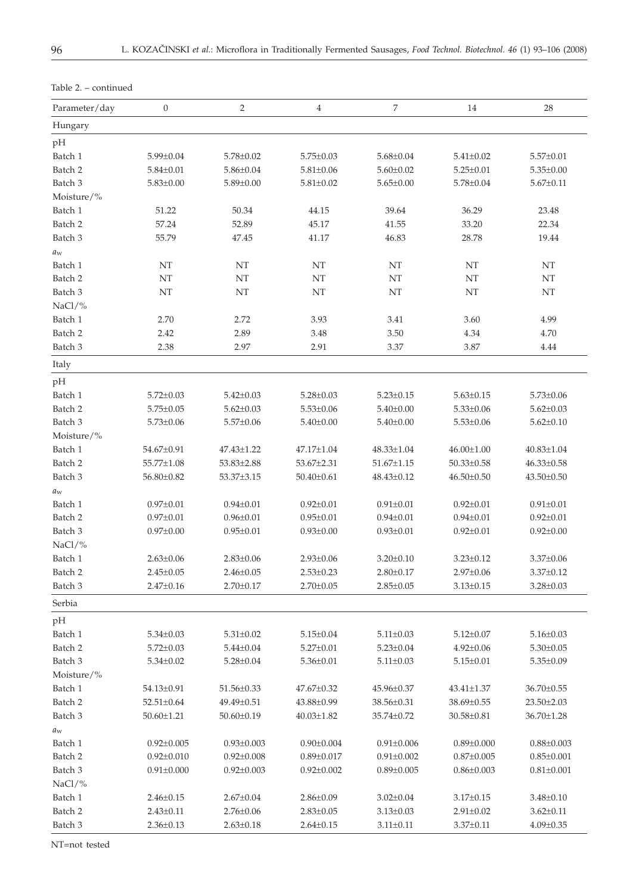Table 2. – continued

| Parameter/day | 0 | 2 | 4 | 7 | 14 | 28 |
|---|---|---|---|---|---|---|
| Hungary | | | | | | |
| pH | | | | | | |
| Batch 1 | 5.99±0.04 | 5.78±0.02 | 5.75±0.03 | 5.68±0.04 | 5.41±0.02 | 5.57±0.01 |
| Batch 2 | 5.84±0.01 | 5.86±0.04 | 5.81±0.06 | 5.60±0.02 | 5.25±0.01 | 5.35±0.00 |
| Batch 3 | 5.83±0.00 | 5.89±0.00 | 5.81±0.02 | 5.65±0.00 | 5.78±0.04 | 5.67±0.11 |
| Moisture/% | | | | | | |
| Batch 1 | 51.22 | 50.34 | 44.15 | 39.64 | 36.29 | 23.48 |
| Batch 2 | 57.24 | 52.89 | 45.17 | 41.55 | 33.20 | 22.34 |
| Batch 3 | 55.79 | 47.45 | 41.17 | 46.83 | 28.78 | 19.44 |
| $a_w$ | | | | | | |
| Batch 1 | NT | NT | NT | NT | NT | NT |
| Batch 2 | NT | NT | NT | NT | NT | NT |
| Batch 3 | NT | NT | NT | NT | NT | NT |
| NaCl/% | | | | | | |
| Batch 1 | 2.70 | 2.72 | 3.93 | 3.41 | 3.60 | 4.99 |
| Batch 2 | 2.42 | 2.89 | 3.48 | 3.50 | 4.34 | 4.70 |
| Batch 3 | 2.38 | 2.97 | 2.91 | 3.37 | 3.87 | 4.44 |
| Italy | | | | | | |
| pH | | | | | | |
| Batch 1 | 5.72±0.03 | 5.42±0.03 | 5.28±0.03 | 5.23±0.15 | 5.63±0.15 | 5.73±0.06 |
| Batch 2 | 5.75±0.05 | 5.62±0.03 | 5.53±0.06 | 5.40±0.00 | 5.33±0.06 | 5.62±0.03 |
| Batch 3 | 5.73±0.06 | 5.57±0.06 | 5.40±0.00 | 5.40±0.00 | 5.53±0.06 | 5.62±0.10 |
| Moisture/% | | | | | | |
| Batch 1 | 54.67±0.91 | 47.43±1.22 | 47.17±1.04 | 48.33±1.04 | 46.00±1.00 | 40.83±1.04 |
| Batch 2 | 55.77±1.08 | 53.83±2.88 | 53.67±2.31 | 51.67±1.15 | 50.33±0.58 | 46.33±0.58 |
| Batch 3 | 56.80±0.82 | 53.37±3.15 | 50.40±0.61 | 48.43±0.12 | 46.50±0.50 | 43.50±0.50 |
| $a_w$ | | | | | | |
| Batch 1 | 0.97±0.01 | 0.94±0.01 | 0.92±0.01 | 0.91±0.01 | 0.92±0.01 | 0.91±0.01 |
| Batch 2 | 0.97±0.01 | 0.96±0.01 | 0.95±0.01 | 0.94±0.01 | 0.94±0.01 | 0.92±0.01 |
| Batch 3 | 0.97±0.00 | 0.95±0.01 | 0.93±0.00 | 0.93±0.01 | 0.92±0.01 | 0.92±0.00 |
| NaCl/% | | | | | | |
| Batch 1 | 2.63±0.06 | 2.83±0.06 | 2.93±0.06 | 3.20±0.10 | 3.23±0.12 | 3.37±0.06 |
| Batch 2 | 2.45±0.05 | 2.46±0.05 | 2.53±0.23 | 2.80±0.17 | 2.97±0.06 | 3.37±0.12 |
| Batch 3 | 2.47±0.16 | 2.70±0.17 | 2.70±0.05 | 2.85±0.05 | 3.13±0.15 | 3.28±0.03 |
| Serbia | | | | | | |
| pH | | | | | | |
| Batch 1 | 5.34±0.03 | 5.31±0.02 | 5.15±0.04 | 5.11±0.03 | 5.12±0.07 | 5.16±0.03 |
| Batch 2 | 5.72±0.03 | 5.44±0.04 | 5.27±0.01 | 5.23±0.04 | 4.92±0.06 | 5.30±0.05 |
| Batch 3 | 5.34±0.02 | 5.28±0.04 | 5.36±0.01 | 5.11±0.03 | 5.15±0.01 | 5.35±0.09 |
| Moisture/% | | | | | | |
| Batch 1 | 54.13±0.91 | 51.56±0.33 | 47.67±0.32 | 45.96±0.37 | 43.41±1.37 | 36.70±0.55 |
| Batch 2 | 52.51±0.64 | 49.49±0.51 | 43.88±0.99 | 38.56±0.31 | 38.69±0.55 | 23.50±2.03 |
| Batch 3 | 50.60±1.21 | 50.60±0.19 | 40.03±1.82 | 35.74±0.72 | 30.58±0.81 | 36.70±1.28 |
| $a_w$ | | | | | | |
| Batch 1 | 0.92±0.005 | 0.93±0.003 | 0.90±0.004 | 0.91±0.006 | 0.89±0.000 | 0.88±0.003 |
| Batch 2 | 0.92±0.010 | 0.92±0.008 | 0.89±0.017 | 0.91±0.002 | 0.87±0.005 | 0.85±0.001 |
| Batch 3 | 0.91±0.000 | 0.92±0.003 | 0.92±0.002 | 0.89±0.005 | 0.86±0.003 | 0.81±0.001 |
| NaCl/% | | | | | | |
| Batch 1 | 2.46±0.15 | 2.67±0.04 | 2.86±0.09 | 3.02±0.04 | 3.17±0.15 | 3.48±0.10 |
| Batch 2 | 2.43±0.11 | 2.76±0.06 | 2.83±0.05 | 3.13±0.03 | 2.91±0.02 | 3.62±0.11 |
| Batch 3 | 2.36±0.13 | 2.63±0.18 | 2.64±0.15 | 3.11±0.11 | 3.37±0.11 | 4.09±0.35 |

NT=not tested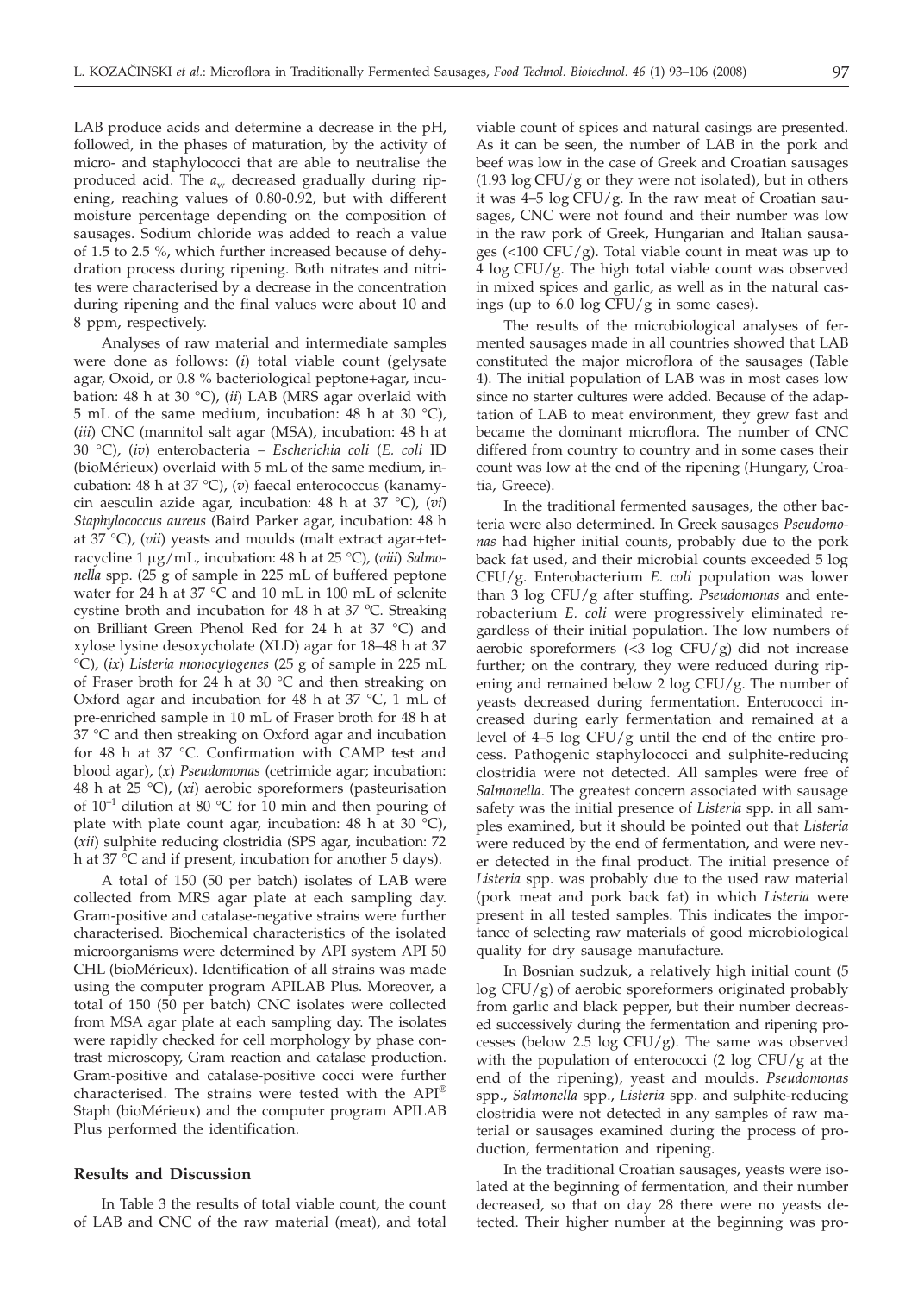LAB produce acids and determine a decrease in the pH, followed, in the phases of maturation, by the activity of micro- and staphylococci that are able to neutralise the produced acid. The $a_w$ decreased gradually during ripening, reaching values of 0.80-0.92, but with different moisture percentage depending on the composition of sausages. Sodium chloride was added to reach a value of 1.5 to 2.5 %, which further increased because of dehydration process during ripening. Both nitrates and nitrites were characterised by a decrease in the concentration during ripening and the final values were about 10 and 8 ppm, respectively.

Analyses of raw material and intermediate samples were done as follows: (*i*) total viable count (gelysate agar, Oxoid, or 0.8 % bacteriological peptone+agar, incubation: 48 h at 30 °C), (*ii*) LAB (MRS agar overlaid with 5 mL of the same medium, incubation: 48 h at 30 °C), (*iii*) CNC (mannitol salt agar (MSA), incubation: 48 h at 30 °C), (*iv*) enterobacteria – *Escherichia coli* (*E. coli* ID (bioMérieux) overlaid with 5 mL of the same medium, incubation: 48 h at 37 °C), (*v*) faecal enterococcus (kanamycin aesculin azide agar, incubation: 48 h at 37 °C), (*vi*) *Staphylococcus aureus* (Baird Parker agar, incubation: 48 h at 37 °C), (*vii*) yeasts and moulds (malt extract agar+tetracycline 1 μg/mL, incubation: 48 h at 25 °C), (*viii*) *Salmonella* spp. (25 g of sample in 225 mL of buffered peptone water for 24 h at 37 °C and 10 mL in 100 mL of selenite cystine broth and incubation for 48 h at 37 ºC. Streaking on Brilliant Green Phenol Red for 24 h at 37 °C) and xylose lysine desoxycholate (XLD) agar for 18–48 h at 37 °C), (*ix*) *Listeria monocytogenes* (25 g of sample in 225 mL of Fraser broth for 24 h at 30 °C and then streaking on Oxford agar and incubation for 48 h at 37 °C, 1 mL of pre-enriched sample in 10 mL of Fraser broth for 48 h at 37 °C and then streaking on Oxford agar and incubation for 48 h at 37 °C. Confirmation with CAMP test and blood agar), (*x*) *Pseudomonas* (cetrimide agar; incubation: 48 h at 25 °C), (*xi*) aerobic sporeformers (pasteurisation of $10^{-1}$ dilution at 80 °C for 10 min and then pouring of plate with plate count agar, incubation: 48 h at 30 °C), (*xii*) sulphite reducing clostridia (SPS agar, incubation: 72 h at 37 °C and if present, incubation for another 5 days).

A total of 150 (50 per batch) isolates of LAB were collected from MRS agar plate at each sampling day. Gram-positive and catalase-negative strains were further characterised. Biochemical characteristics of the isolated microorganisms were determined by API system API 50 CHL (bioMérieux). Identification of all strains was made using the computer program APILAB Plus. Moreover, a total of 150 (50 per batch) CNC isolates were collected from MSA agar plate at each sampling day. The isolates were rapidly checked for cell morphology by phase contrast microscopy, Gram reaction and catalase production. Gram-positive and catalase-positive cocci were further characterised. The strains were tested with the API® Staph (bioMérieux) and the computer program APILAB Plus performed the identification.

## Results and Discussion

In Table 3 the results of total viable count, the count of LAB and CNC of the raw material (meat), and total viable count of spices and natural casings are presented. As it can be seen, the number of LAB in the pork and beef was low in the case of Greek and Croatian sausages (1.93 log CFU/g or they were not isolated), but in others it was 4–5 log CFU/g. In the raw meat of Croatian sausages, CNC were not found and their number was low in the raw pork of Greek, Hungarian and Italian sausages (<100 CFU/g). Total viable count in meat was up to 4 log CFU/g. The high total viable count was observed in mixed spices and garlic, as well as in the natural casings (up to 6.0 log CFU/g in some cases).

The results of the microbiological analyses of fermented sausages made in all countries showed that LAB constituted the major microflora of the sausages (Table 4). The initial population of LAB was in most cases low since no starter cultures were added. Because of the adaptation of LAB to meat environment, they grew fast and became the dominant microflora. The number of CNC differed from country to country and in some cases their count was low at the end of the ripening (Hungary, Croatia, Greece).

In the traditional fermented sausages, the other bacteria were also determined. In Greek sausages *Pseudomonas* had higher initial counts, probably due to the pork back fat used, and their microbial counts exceeded 5 log CFU/g. Enterobacterium *E. coli* population was lower than 3 log CFU/g after stuffing. *Pseudomonas* and enterobacterium *E. coli* were progressively eliminated regardless of their initial population. The low numbers of aerobic sporeformers (<3 log CFU/g) did not increase further; on the contrary, they were reduced during ripening and remained below 2 log CFU/g. The number of yeasts decreased during fermentation. Enterococci increased during early fermentation and remained at a level of 4–5 log CFU/g until the end of the entire process. Pathogenic staphylococci and sulphite-reducing clostridia were not detected. All samples were free of *Salmonella*. The greatest concern associated with sausage safety was the initial presence of *Listeria* spp. in all samples examined, but it should be pointed out that *Listeria* were reduced by the end of fermentation, and were never detected in the final product. The initial presence of *Listeria* spp. was probably due to the used raw material (pork meat and pork back fat) in which *Listeria* were present in all tested samples. This indicates the importance of selecting raw materials of good microbiological quality for dry sausage manufacture.

In Bosnian sudzuk, a relatively high initial count (5 log CFU/g) of aerobic sporeformers originated probably from garlic and black pepper, but their number decreased successively during the fermentation and ripening processes (below 2.5 log CFU/g). The same was observed with the population of enterococci (2 log CFU/g at the end of the ripening), yeast and moulds. *Pseudomonas* spp., *Salmonella* spp., *Listeria* spp. and sulphite-reducing clostridia were not detected in any samples of raw material or sausages examined during the process of production, fermentation and ripening.

In the traditional Croatian sausages, yeasts were isolated at the beginning of fermentation, and their number decreased, so that on day 28 there were no yeasts detected. Their higher number at the beginning was pro-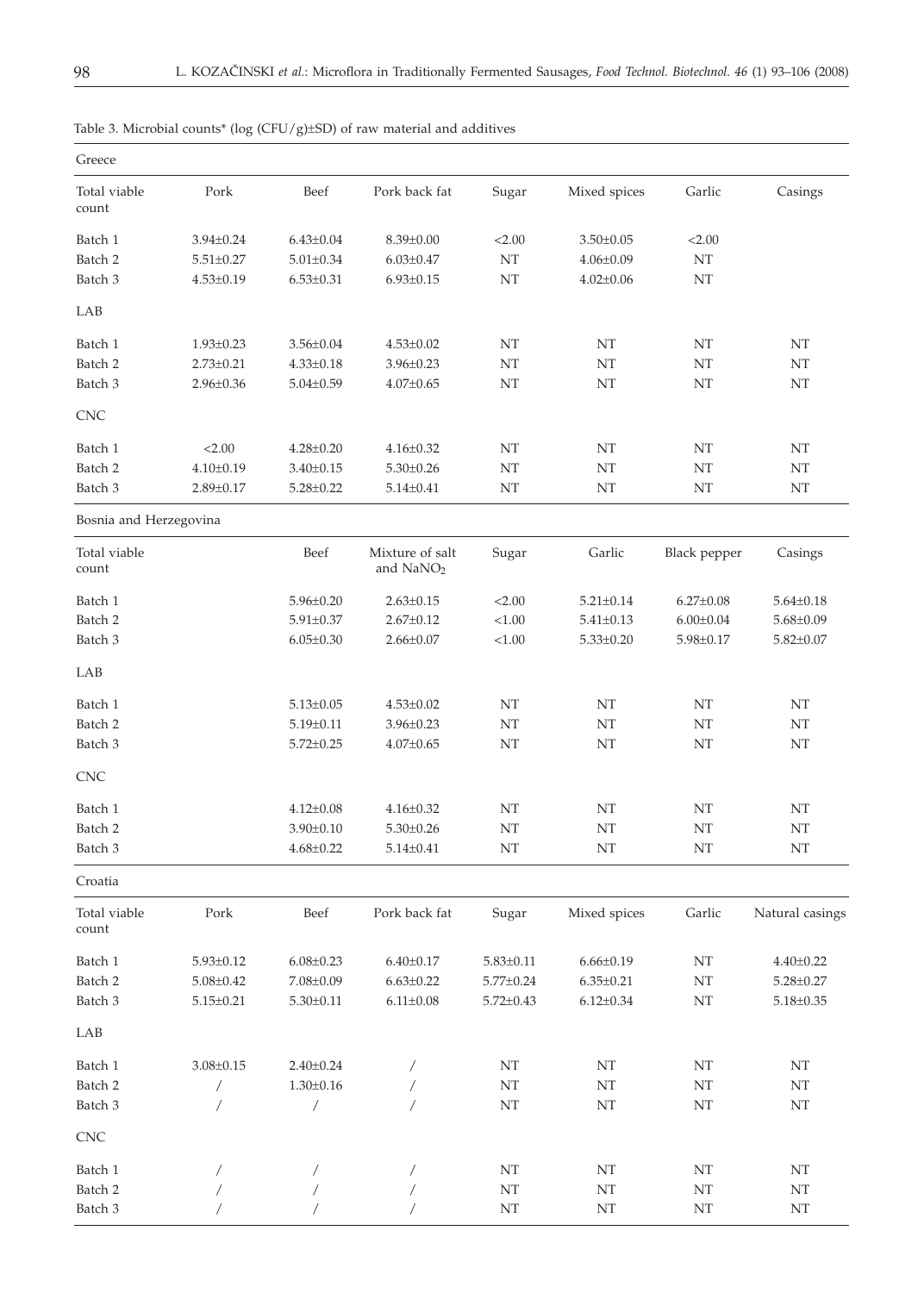Table 3. Microbial counts* (log (CFU/g)±SD) of raw material and additives

| Greece | | | | | | | |
|---|---|---|---|---|---|---|---|
| Total viable count | Pork | Beef | Pork back fat | Sugar | Mixed spices | Garlic | Casings |
| Batch 1 | 3.94±0.24 | 6.43±0.04 | 8.39±0.00 | <2.00 | 3.50±0.05 | <2.00 | |
| Batch 2 | 5.51±0.27 | 5.01±0.34 | 6.03±0.47 | NT | 4.06±0.09 | NT | |
| Batch 3 | 4.53±0.19 | 6.53±0.31 | 6.93±0.15 | NT | 4.02±0.06 | NT | |
| LAB | | | | | | | |
| Batch 1 | 1.93±0.23 | 3.56±0.04 | 4.53±0.02 | NT | NT | NT | NT |
| Batch 2 | 2.73±0.21 | 4.33±0.18 | 3.96±0.23 | NT | NT | NT | NT |
| Batch 3 | 2.96±0.36 | 5.04±0.59 | 4.07±0.65 | NT | NT | NT | NT |
| CNC | | | | | | | |
| Batch 1 | <2.00 | 4.28±0.20 | 4.16±0.32 | NT | NT | NT | NT |
| Batch 2 | 4.10±0.19 | 3.40±0.15 | 5.30±0.26 | NT | NT | NT | NT |
| Batch 3 | 2.89±0.17 | 5.28±0.22 | 5.14±0.41 | NT | NT | NT | NT |
| **Bosnia and Herzegovina** | | | | | | | |
| Total viable count | | Beef | Mixture of salt and $NaNO_2$ | Sugar | Garlic | Black pepper | Casings |
| Batch 1 | | 5.96±0.20 | 2.63±0.15 | <2.00 | 5.21±0.14 | 6.27±0.08 | 5.64±0.18 |
| Batch 2 | | 5.91±0.37 | 2.67±0.12 | <1.00 | 5.41±0.13 | 6.00±0.04 | 5.68±0.09 |
| Batch 3 | | 6.05±0.30 | 2.66±0.07 | <1.00 | 5.33±0.20 | 5.98±0.17 | 5.82±0.07 |
| LAB | | | | | | | |
| Batch 1 | | 5.13±0.05 | 4.53±0.02 | NT | NT | NT | NT |
| Batch 2 | | 5.19±0.11 | 3.96±0.23 | NT | NT | NT | NT |
| Batch 3 | | 5.72±0.25 | 4.07±0.65 | NT | NT | NT | NT |
| CNC | | | | | | | |
| Batch 1 | | 4.12±0.08 | 4.16±0.32 | NT | NT | NT | NT |
| Batch 2 | | 3.90±0.10 | 5.30±0.26 | NT | NT | NT | NT |
| Batch 3 | | 4.68±0.22 | 5.14±0.41 | NT | NT | NT | NT |
| **Croatia** | | | | | | | |
| Total viable count | Pork | Beef | Pork back fat | Sugar | Mixed spices | Garlic | Natural casings |
| Batch 1 | 5.93±0.12 | 6.08±0.23 | 6.40±0.17 | 5.83±0.11 | 6.66±0.19 | NT | 4.40±0.22 |
| Batch 2 | 5.08±0.42 | 7.08±0.09 | 6.63±0.22 | 5.77±0.24 | 6.35±0.21 | NT | 5.28±0.27 |
| Batch 3 | 5.15±0.21 | 5.30±0.11 | 6.11±0.08 | 5.72±0.43 | 6.12±0.34 | NT | 5.18±0.35 |
| LAB | | | | | | | |
| Batch 1 | 3.08±0.15 | 2.40±0.24 | / | NT | NT | NT | NT |
| Batch 2 | / | 1.30±0.16 | / | NT | NT | NT | NT |
| Batch 3 | / | / | / | NT | NT | NT | NT |
| CNC | | | | | | | |
| Batch 1 | / | / | / | NT | NT | NT | NT |
| Batch 2 | / | / | / | NT | NT | NT | NT |
| Batch 3 | / | / | / | NT | NT | NT | NT |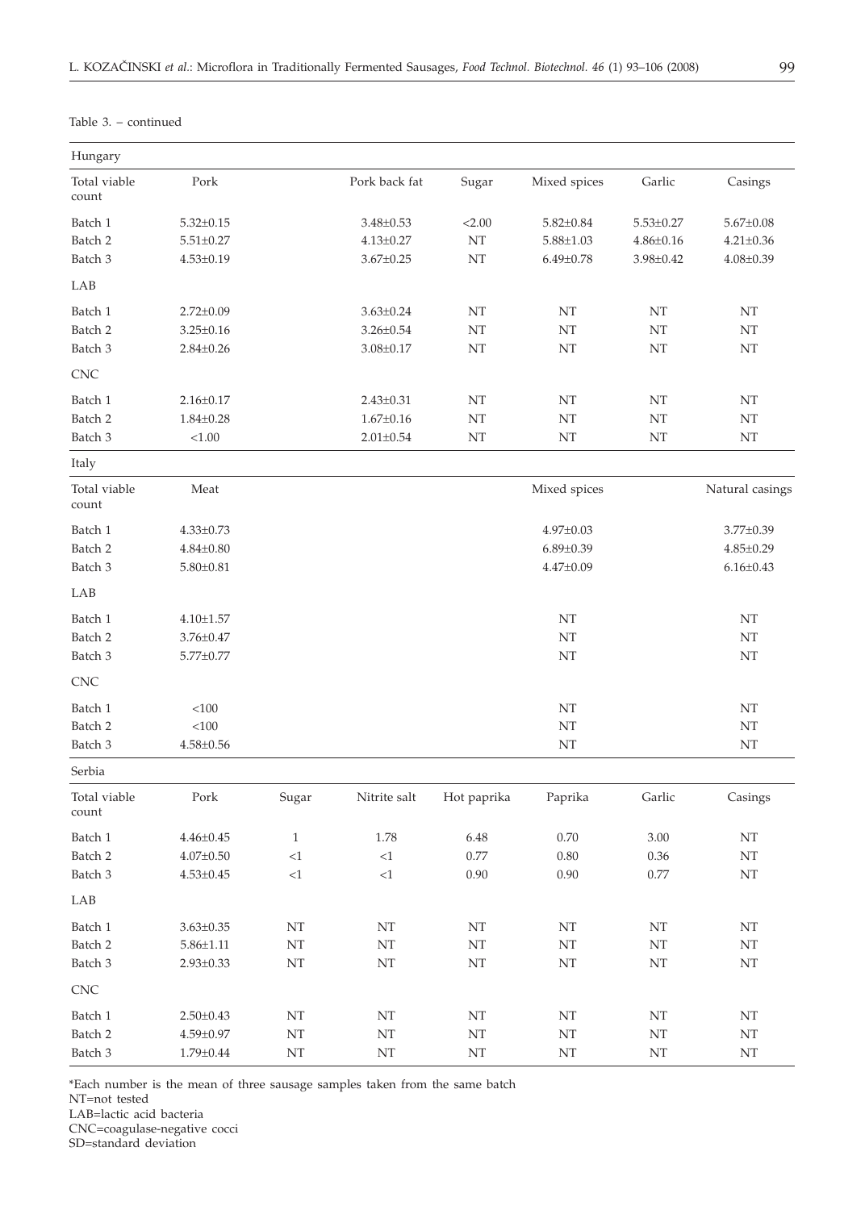Table 3. – continued

| Hungary | | | | | | | |
|---|---|---|---|---|---|---|---|
| Total viable count | Pork | | Pork back fat | Sugar | Mixed spices | Garlic | Casings |
| Batch 1 | 5.32±0.15 | | 3.48±0.53 | <2.00 | 5.82±0.84 | 5.53±0.27 | 5.67±0.08 |
| Batch 2 | 5.51±0.27 | | 4.13±0.27 | NT | 5.88±1.03 | 4.86±0.16 | 4.21±0.36 |
| Batch 3 | 4.53±0.19 | | 3.67±0.25 | NT | 6.49±0.78 | 3.98±0.42 | 4.08±0.39 |
| LAB | | | | | | | |
| Batch 1 | 2.72±0.09 | | 3.63±0.24 | NT | NT | NT | NT |
| Batch 2 | 3.25±0.16 | | 3.26±0.54 | NT | NT | NT | NT |
| Batch 3 | 2.84±0.26 | | 3.08±0.17 | NT | NT | NT | NT |
| CNC | | | | | | | |
| Batch 1 | 2.16±0.17 | | 2.43±0.31 | NT | NT | NT | NT |
| Batch 2 | 1.84±0.28 | | 1.67±0.16 | NT | NT | NT | NT |
| Batch 3 | <1.00 | | 2.01±0.54 | NT | NT | NT | NT |
| Italy | | | | | | | |
| Total viable count | Meat | | | | Mixed spices | | Natural casings |
| Batch 1 | 4.33±0.73 | | | | 4.97±0.03 | | 3.77±0.39 |
| Batch 2 | 4.84±0.80 | | | | 6.89±0.39 | | 4.85±0.29 |
| Batch 3 | 5.80±0.81 | | | | 4.47±0.09 | | 6.16±0.43 |
| LAB | | | | | | | |
| Batch 1 | 4.10±1.57 | | | | NT | | NT |
| Batch 2 | 3.76±0.47 | | | | NT | | NT |
| Batch 3 | 5.77±0.77 | | | | NT | | NT |
| CNC | | | | | | | |
| Batch 1 | <100 | | | | NT | | NT |
| Batch 2 | <100 | | | | NT | | NT |
| Batch 3 | 4.58±0.56 | | | | NT | | NT |
| Serbia | | | | | | | |
| Total viable count | Pork | Sugar | Nitrite salt | Hot paprika | Paprika | Garlic | Casings |
| Batch 1 | 4.46±0.45 | 1 | 1.78 | 6.48 | 0.70 | 3.00 | NT |
| Batch 2 | 4.07±0.50 | <1 | <1 | 0.77 | 0.80 | 0.36 | NT |
| Batch 3 | 4.53±0.45 | <1 | <1 | 0.90 | 0.90 | 0.77 | NT |
| LAB | | | | | | | |
| Batch 1 | 3.63±0.35 | NT | NT | NT | NT | NT | NT |
| Batch 2 | 5.86±1.11 | NT | NT | NT | NT | NT | NT |
| Batch 3 | 2.93±0.33 | NT | NT | NT | NT | NT | NT |
| CNC | | | | | | | |
| Batch 1 | 2.50±0.43 | NT | NT | NT | NT | NT | NT |
| Batch 2 | 4.59±0.97 | NT | NT | NT | NT | NT | NT |
| Batch 3 | 1.79±0.44 | NT | NT | NT | NT | NT | NT |

*Each number is the mean of three sausage samples taken from the same batch
NT=not tested
LAB=lactic acid bacteria
CNC=coagulase-negative cocci
SD=standard deviation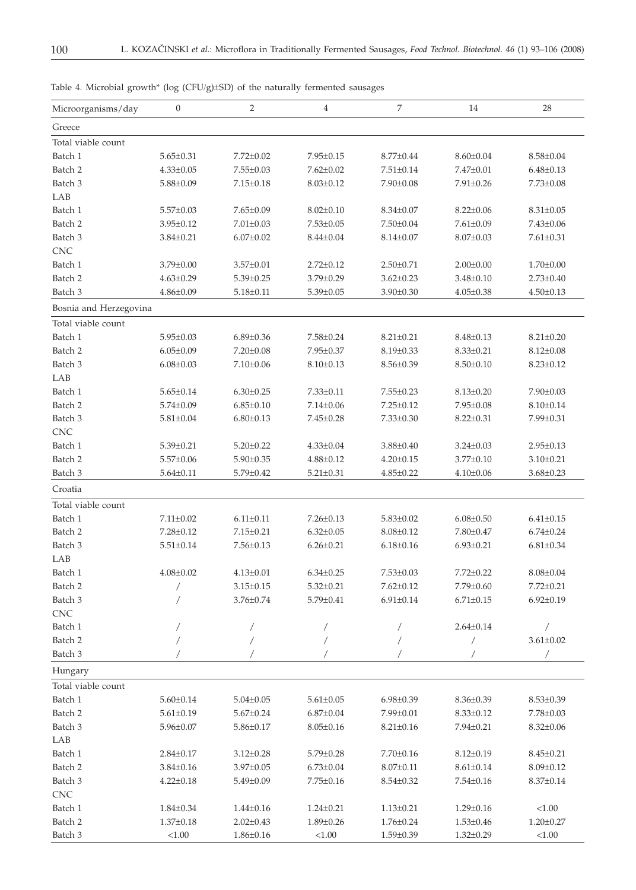Table 4. Microbial growth* (log (CFU/g)±SD) of the naturally fermented sausages

| Microorganisms/day | 0 | 2 | 4 | 7 | 14 | 28 |
|---|---|---|---|---|---|---|
| Greece | | | | | | |
| Total viable count | | | | | | |
| Batch 1 | 5.65±0.31 | 7.72±0.02 | 7.95±0.15 | 8.77±0.44 | 8.60±0.04 | 8.58±0.04 |
| Batch 2 | 4.33±0.05 | 7.55±0.03 | 7.62±0.02 | 7.51±0.14 | 7.47±0.01 | 6.48±0.13 |
| Batch 3 | 5.88±0.09 | 7.15±0.18 | 8.03±0.12 | 7.90±0.08 | 7.91±0.26 | 7.73±0.08 |
| LAB | | | | | | |
| Batch 1 | 5.57±0.03 | 7.65±0.09 | 8.02±0.10 | 8.34±0.07 | 8.22±0.06 | 8.31±0.05 |
| Batch 2 | 3.95±0.12 | 7.01±0.03 | 7.53±0.05 | 7.50±0.04 | 7.61±0.09 | 7.43±0.06 |
| Batch 3 | 3.84±0.21 | 6.07±0.02 | 8.44±0.04 | 8.14±0.07 | 8.07±0.03 | 7.61±0.31 |
| CNC | | | | | | |
| Batch 1 | 3.79±0.00 | 3.57±0.01 | 2.72±0.12 | 2.50±0.71 | 2.00±0.00 | 1.70±0.00 |
| Batch 2 | 4.63±0.29 | 5.39±0.25 | 3.79±0.29 | 3.62±0.23 | 3.48±0.10 | 2.73±0.40 |
| Batch 3 | 4.86±0.09 | 5.18±0.11 | 5.39±0.05 | 3.90±0.30 | 4.05±0.38 | 4.50±0.13 |
| Bosnia and Herzegovina | | | | | | |
| Total viable count | | | | | | |
| Batch 1 | 5.95±0.03 | 6.89±0.36 | 7.58±0.24 | 8.21±0.21 | 8.48±0.13 | 8.21±0.20 |
| Batch 2 | 6.05±0.09 | 7.20±0.08 | 7.95±0.37 | 8.19±0.33 | 8.33±0.21 | 8.12±0.08 |
| Batch 3 | 6.08±0.03 | 7.10±0.06 | 8.10±0.13 | 8.56±0.39 | 8.50±0.10 | 8.23±0.12 |
| LAB | | | | | | |
| Batch 1 | 5.65±0.14 | 6.30±0.25 | 7.33±0.11 | 7.55±0.23 | 8.13±0.20 | 7.90±0.03 |
| Batch 2 | 5.74±0.09 | 6.85±0.10 | 7.14±0.06 | 7.25±0.12 | 7.95±0.08 | 8.10±0.14 |
| Batch 3 | 5.81±0.04 | 6.80±0.13 | 7.45±0.28 | 7.33±0.30 | 8.22±0.31 | 7.99±0.31 |
| CNC | | | | | | |
| Batch 1 | 5.39±0.21 | 5.20±0.22 | 4.33±0.04 | 3.88±0.40 | 3.24±0.03 | 2.95±0.13 |
| Batch 2 | 5.57±0.06 | 5.90±0.35 | 4.88±0.12 | 4.20±0.15 | 3.77±0.10 | 3.10±0.21 |
| Batch 3 | 5.64±0.11 | 5.79±0.42 | 5.21±0.31 | 4.85±0.22 | 4.10±0.06 | 3.68±0.23 |
| Croatia | | | | | | |
| Total viable count | | | | | | |
| Batch 1 | 7.11±0.02 | 6.11±0.11 | 7.26±0.13 | 5.83±0.02 | 6.08±0.50 | 6.41±0.15 |
| Batch 2 | 7.28±0.12 | 7.15±0.21 | 6.32±0.05 | 8.08±0.12 | 7.80±0.47 | 6.74±0.24 |
| Batch 3 | 5.51±0.14 | 7.56±0.13 | 6.26±0.21 | 6.18±0.16 | 6.93±0.21 | 6.81±0.34 |
| LAB | | | | | | |
| Batch 1 | 4.08±0.02 | 4.13±0.01 | 6.34±0.25 | 7.53±0.03 | 7.72±0.22 | 8.08±0.04 |
| Batch 2 | / | 3.15±0.15 | 5.32±0.21 | 7.62±0.12 | 7.79±0.60 | 7.72±0.21 |
| Batch 3 | / | 3.76±0.74 | 5.79±0.41 | 6.91±0.14 | 6.71±0.15 | 6.92±0.19 |
| CNC | | | | | | |
| Batch 1 | / | / | / | / | 2.64±0.14 | / |
| Batch 2 | / | / | / | / | / | 3.61±0.02 |
| Batch 3 | / | / | / | / | / | / |
| Hungary | | | | | | |
| Total viable count | | | | | | |
| Batch 1 | 5.60±0.14 | 5.04±0.05 | 5.61±0.05 | 6.98±0.39 | 8.36±0.39 | 8.53±0.39 |
| Batch 2 | 5.61±0.19 | 5.67±0.24 | 6.87±0.04 | 7.99±0.01 | 8.33±0.12 | 7.78±0.03 |
| Batch 3 | 5.96±0.07 | 5.86±0.17 | 8.05±0.16 | 8.21±0.16 | 7.94±0.21 | 8.32±0.06 |
| LAB | | | | | | |
| Batch 1 | 2.84±0.17 | 3.12±0.28 | 5.79±0.28 | 7.70±0.16 | 8.12±0.19 | 8.45±0.21 |
| Batch 2 | 3.84±0.16 | 3.97±0.05 | 6.73±0.04 | 8.07±0.11 | 8.61±0.14 | 8.09±0.12 |
| Batch 3 | 4.22±0.18 | 5.49±0.09 | 7.75±0.16 | 8.54±0.32 | 7.54±0.16 | 8.37±0.14 |
| CNC | | | | | | |
| Batch 1 | 1.84±0.34 | 1.44±0.16 | 1.24±0.21 | 1.13±0.21 | 1.29±0.16 | <1.00 |
| Batch 2 | 1.37±0.18 | 2.02±0.43 | 1.89±0.26 | 1.76±0.24 | 1.53±0.46 | 1.20±0.27 |
| Batch 3 | <1.00 | 1.86±0.16 | <1.00 | 1.59±0.39 | 1.32±0.29 | <1.00 |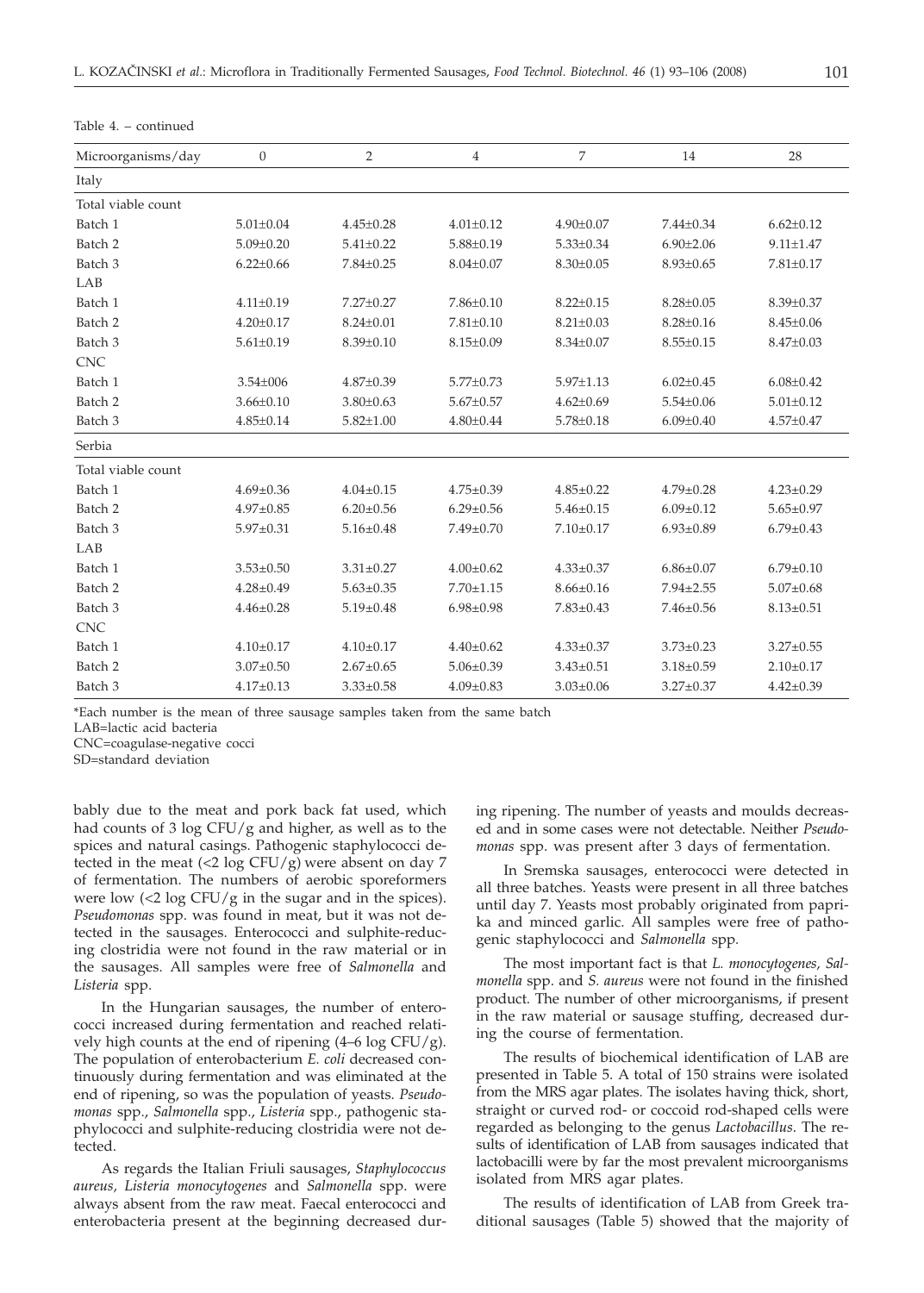Table 4. – continued

| Microorganisms/day | 0 | 2 | 4 | 7 | 14 | 28 |
|---|---|---|---|---|---|---|
| Italy | | | | | | |
| Total viable count | | | | | | |
| Batch 1 | 5.01±0.04 | 4.45±0.28 | 4.01±0.12 | 4.90±0.07 | 7.44±0.34 | 6.62±0.12 |
| Batch 2 | 5.09±0.20 | 5.41±0.22 | 5.88±0.19 | 5.33±0.34 | 6.90±2.06 | 9.11±1.47 |
| Batch 3 | 6.22±0.66 | 7.84±0.25 | 8.04±0.07 | 8.30±0.05 | 8.93±0.65 | 7.81±0.17 |
| LAB | | | | | | |
| Batch 1 | 4.11±0.19 | 7.27±0.27 | 7.86±0.10 | 8.22±0.15 | 8.28±0.05 | 8.39±0.37 |
| Batch 2 | 4.20±0.17 | 8.24±0.01 | 7.81±0.10 | 8.21±0.03 | 8.28±0.16 | 8.45±0.06 |
| Batch 3 | 5.61±0.19 | 8.39±0.10 | 8.15±0.09 | 8.34±0.07 | 8.55±0.15 | 8.47±0.03 |
| CNC | | | | | | |
| Batch 1 | 3.54±006 | 4.87±0.39 | 5.77±0.73 | 5.97±1.13 | 6.02±0.45 | 6.08±0.42 |
| Batch 2 | 3.66±0.10 | 3.80±0.63 | 5.67±0.57 | 4.62±0.69 | 5.54±0.06 | 5.01±0.12 |
| Batch 3 | 4.85±0.14 | 5.82±1.00 | 4.80±0.44 | 5.78±0.18 | 6.09±0.40 | 4.57±0.47 |
| Serbia | | | | | | |
| Total viable count | | | | | | |
| Batch 1 | 4.69±0.36 | 4.04±0.15 | 4.75±0.39 | 4.85±0.22 | 4.79±0.28 | 4.23±0.29 |
| Batch 2 | 4.97±0.85 | 6.20±0.56 | 6.29±0.56 | 5.46±0.15 | 6.09±0.12 | 5.65±0.97 |
| Batch 3 | 5.97±0.31 | 5.16±0.48 | 7.49±0.70 | 7.10±0.17 | 6.93±0.89 | 6.79±0.43 |
| LAB | | | | | | |
| Batch 1 | 3.53±0.50 | 3.31±0.27 | 4.00±0.62 | 4.33±0.37 | 6.86±0.07 | 6.79±0.10 |
| Batch 2 | 4.28±0.49 | 5.63±0.35 | 7.70±1.15 | 8.66±0.16 | 7.94±2.55 | 5.07±0.68 |
| Batch 3 | 4.46±0.28 | 5.19±0.48 | 6.98±0.98 | 7.83±0.43 | 7.46±0.56 | 8.13±0.51 |
| CNC | | | | | | |
| Batch 1 | 4.10±0.17 | 4.10±0.17 | 4.40±0.62 | 4.33±0.37 | 3.73±0.23 | 3.27±0.55 |
| Batch 2 | 3.07±0.50 | 2.67±0.65 | 5.06±0.39 | 3.43±0.51 | 3.18±0.59 | 2.10±0.17 |
| Batch 3 | 4.17±0.13 | 3.33±0.58 | 4.09±0.83 | 3.03±0.06 | 3.27±0.37 | 4.42±0.39 |

*Each number is the mean of three sausage samples taken from the same batch

LAB=lactic acid bacteria

CNC=coagulase-negative cocci

SD=standard deviation

bably due to the meat and pork back fat used, which had counts of 3 log CFU/g and higher, as well as to the spices and natural casings. Pathogenic staphylococci detected in the meat (<2 log CFU/g) were absent on day 7 of fermentation. The numbers of aerobic sporeformers were low (<2 log CFU/g in the sugar and in the spices). *Pseudomonas* spp. was found in meat, but it was not detected in the sausages. Enterococci and sulphite-reducing clostridia were not found in the raw material or in the sausages. All samples were free of *Salmonella* and *Listeria* spp.

In the Hungarian sausages, the number of enterococci increased during fermentation and reached relatively high counts at the end of ripening (4–6 log CFU/g). The population of enterobacterium *E. coli* decreased continuously during fermentation and was eliminated at the end of ripening, so was the population of yeasts. *Pseudomonas* spp., *Salmonella* spp., *Listeria* spp., pathogenic staphylococci and sulphite-reducing clostridia were not detected.

As regards the Italian Friuli sausages, *Staphylococcus aureus*, *Listeria monocytogenes* and *Salmonella* spp. were always absent from the raw meat. Faecal enterococci and enterobacteria present at the beginning decreased during ripening. The number of yeasts and moulds decreased and in some cases were not detectable. Neither *Pseudomonas* spp. was present after 3 days of fermentation.

In Sremska sausages, enterococci were detected in all three batches. Yeasts were present in all three batches until day 7. Yeasts most probably originated from paprika and minced garlic. All samples were free of pathogenic staphylococci and *Salmonella* spp.

The most important fact is that *L. monocytogenes, Salmonella* spp. and *S. aureus* were not found in the finished product. The number of other microorganisms, if present in the raw material or sausage stuffing, decreased during the course of fermentation.

The results of biochemical identification of LAB are presented in Table 5. A total of 150 strains were isolated from the MRS agar plates. The isolates having thick, short, straight or curved rod- or coccoid rod-shaped cells were regarded as belonging to the genus *Lactobacillus*. The results of identification of LAB from sausages indicated that lactobacilli were by far the most prevalent microorganisms isolated from MRS agar plates.

The results of identification of LAB from Greek traditional sausages (Table 5) showed that the majority of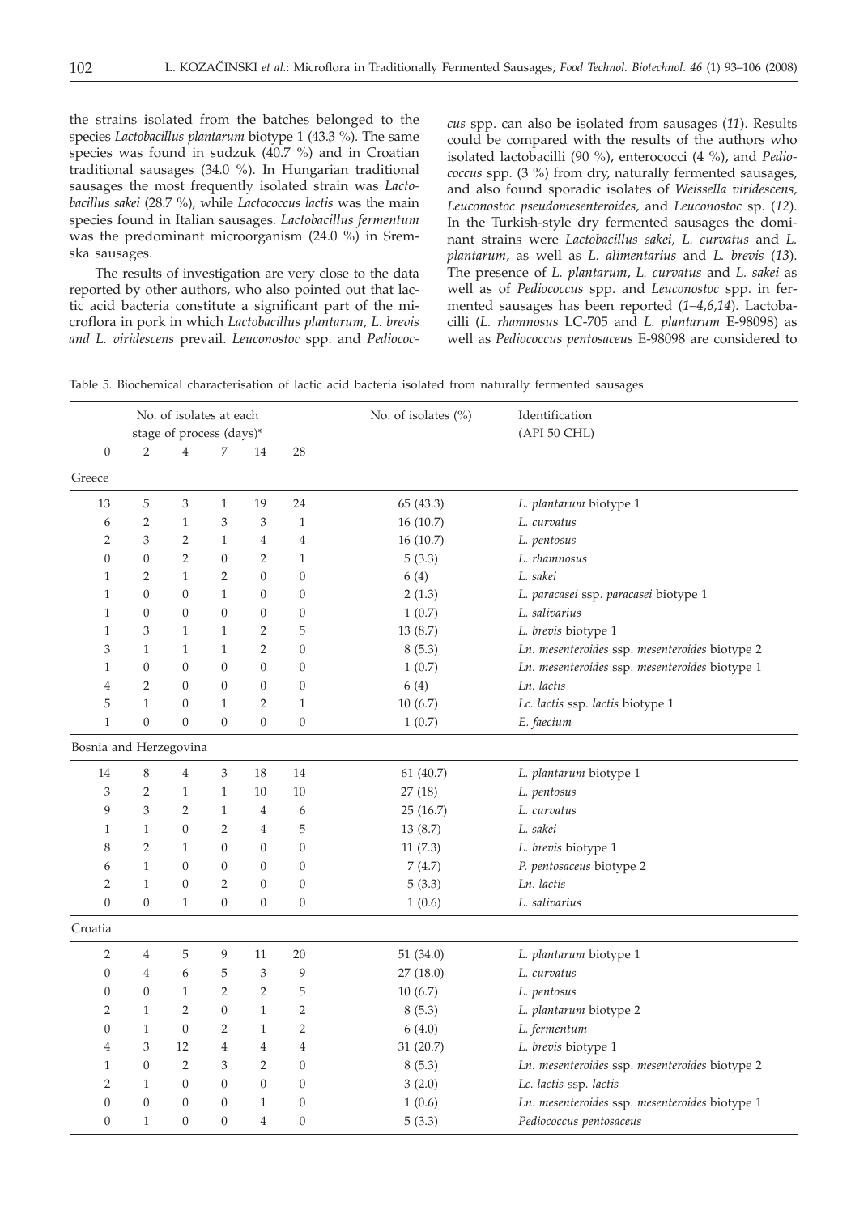the strains isolated from the batches belonged to the species *Lactobacillus plantarum* biotype 1 (43.3 %). The same species was found in sudzuk (40.7 %) and in Croatian traditional sausages (34.0 %). In Hungarian traditional sausages the most frequently isolated strain was *Lactobacillus sakei* (28.7 %), while *Lactococcus lactis* was the main species found in Italian sausages. *Lactobacillus fermentum* was the predominant microorganism (24.0 %) in Sremska sausages.

The results of investigation are very close to the data reported by other authors, who also pointed out that lactic acid bacteria constitute a significant part of the microflora in pork in which *Lactobacillus plantarum, L. brevis and L. viridescens* prevail. *Leuconostoc* spp. and *Pediococcus* spp. can also be isolated from sausages (*11*). Results could be compared with the results of the authors who isolated lactobacilli (90 %), enterococci (4 %), and *Pediococcus* spp. (3 %) from dry, naturally fermented sausages, and also found sporadic isolates of *Weissella viridescens, Leuconostoc pseudomesenteroides,* and *Leuconostoc* sp. (*12*). In the Turkish-style dry fermented sausages the dominant strains were *Lactobacillus sakei*, *L. curvatus* and *L. plantarum*, as well as *L. alimentarius* and *L. brevis* (*13*). The presence of *L. plantarum*, *L. curvatus* and *L. sakei* as well as of *Pediococcus* spp. and *Leuconostoc* spp. in fermented sausages has been reported (*1–4,6,14*). Lactobacilli (*L. rhamnosus* LC-705 and *L. plantarum* E-98098) as well as *Pediococcus pentosaceus* E-98098 are considered to

Table 5. Biochemical characterisation of lactic acid bacteria isolated from naturally fermented sausages

| No. of isolates at each stage of process (days)* | | | | | | No. of isolates (%) | Identification (API 50 CHL) |
|---|---|---|---|---|---|---|---|
| 0 | 2 | 4 | 7 | 14 | 28 | | |
| **Greece** | | | | | | | |
| 13 | 5 | 3 | 1 | 19 | 24 | 65 (43.3) | *L. plantarum* biotype 1 |
| 6 | 2 | 1 | 3 | 3 | 1 | 16 (10.7) | *L. curvatus* |
| 2 | 3 | 2 | 1 | 4 | 4 | 16 (10.7) | *L. pentosus* |
| 0 | 0 | 2 | 0 | 2 | 1 | 5 (3.3) | *L. rhamnosus* |
| 1 | 2 | 1 | 2 | 0 | 0 | 6 (4) | *L. sakei* |
| 1 | 0 | 0 | 1 | 0 | 0 | 2 (1.3) | *L. paracasei* ssp. *paracasei* biotype 1 |
| 1 | 0 | 0 | 0 | 0 | 0 | 1 (0.7) | *L. salivarius* |
| 1 | 3 | 1 | 1 | 2 | 5 | 13 (8.7) | *L. brevis* biotype 1 |
| 3 | 1 | 1 | 1 | 2 | 0 | 8 (5.3) | *Ln. mesenteroides* ssp. *mesenteroides* biotype 2 |
| 1 | 0 | 0 | 0 | 0 | 0 | 1 (0.7) | *Ln. mesenteroides* ssp. *mesenteroides* biotype 1 |
| 4 | 2 | 0 | 0 | 0 | 0 | 6 (4) | *Ln. lactis* |
| 5 | 1 | 0 | 1 | 2 | 1 | 10 (6.7) | *Lc. lactis* ssp. *lactis* biotype 1 |
| 1 | 0 | 0 | 0 | 0 | 0 | 1 (0.7) | *E. faecium* |
| **Bosnia and Herzegovina** | | | | | | | |
| 14 | 8 | 4 | 3 | 18 | 14 | 61 (40.7) | *L. plantarum* biotype 1 |
| 3 | 2 | 1 | 1 | 10 | 10 | 27 (18) | *L. pentosus* |
| 9 | 3 | 2 | 1 | 4 | 6 | 25 (16.7) | *L. curvatus* |
| 1 | 1 | 0 | 2 | 4 | 5 | 13 (8.7) | *L. sakei* |
| 8 | 2 | 1 | 0 | 0 | 0 | 11 (7.3) | *L. brevis* biotype 1 |
| 6 | 1 | 0 | 0 | 0 | 0 | 7 (4.7) | *P. pentosaceus* biotype 2 |
| 2 | 1 | 0 | 2 | 0 | 0 | 5 (3.3) | *Ln. lactis* |
| 0 | 0 | 1 | 0 | 0 | 0 | 1 (0.6) | *L. salivarius* |
| **Croatia** | | | | | | | |
| 2 | 4 | 5 | 9 | 11 | 20 | 51 (34.0) | *L. plantarum* biotype 1 |
| 0 | 4 | 6 | 5 | 3 | 9 | 27 (18.0) | *L. curvatus* |
| 0 | 0 | 1 | 2 | 2 | 5 | 10 (6.7) | *L. pentosus* |
| 2 | 1 | 2 | 0 | 1 | 2 | 8 (5.3) | *L. plantarum* biotype 2 |
| 0 | 1 | 0 | 2 | 1 | 2 | 6 (4.0) | *L. fermentum* |
| 4 | 3 | 12 | 4 | 4 | 4 | 31 (20.7) | *L. brevis* biotype 1 |
| 1 | 0 | 2 | 3 | 2 | 0 | 8 (5.3) | *Ln. mesenteroides* ssp. *mesenteroides* biotype 2 |
| 2 | 1 | 0 | 0 | 0 | 0 | 3 (2.0) | *Lc. lactis* ssp. *lactis* |
| 0 | 0 | 0 | 0 | 1 | 0 | 1 (0.6) | *Ln. mesenteroides* ssp. *mesenteroides* biotype 1 |
| 0 | 1 | 0 | 0 | 4 | 0 | 5 (3.3) | *Pediococcus pentosaceus* |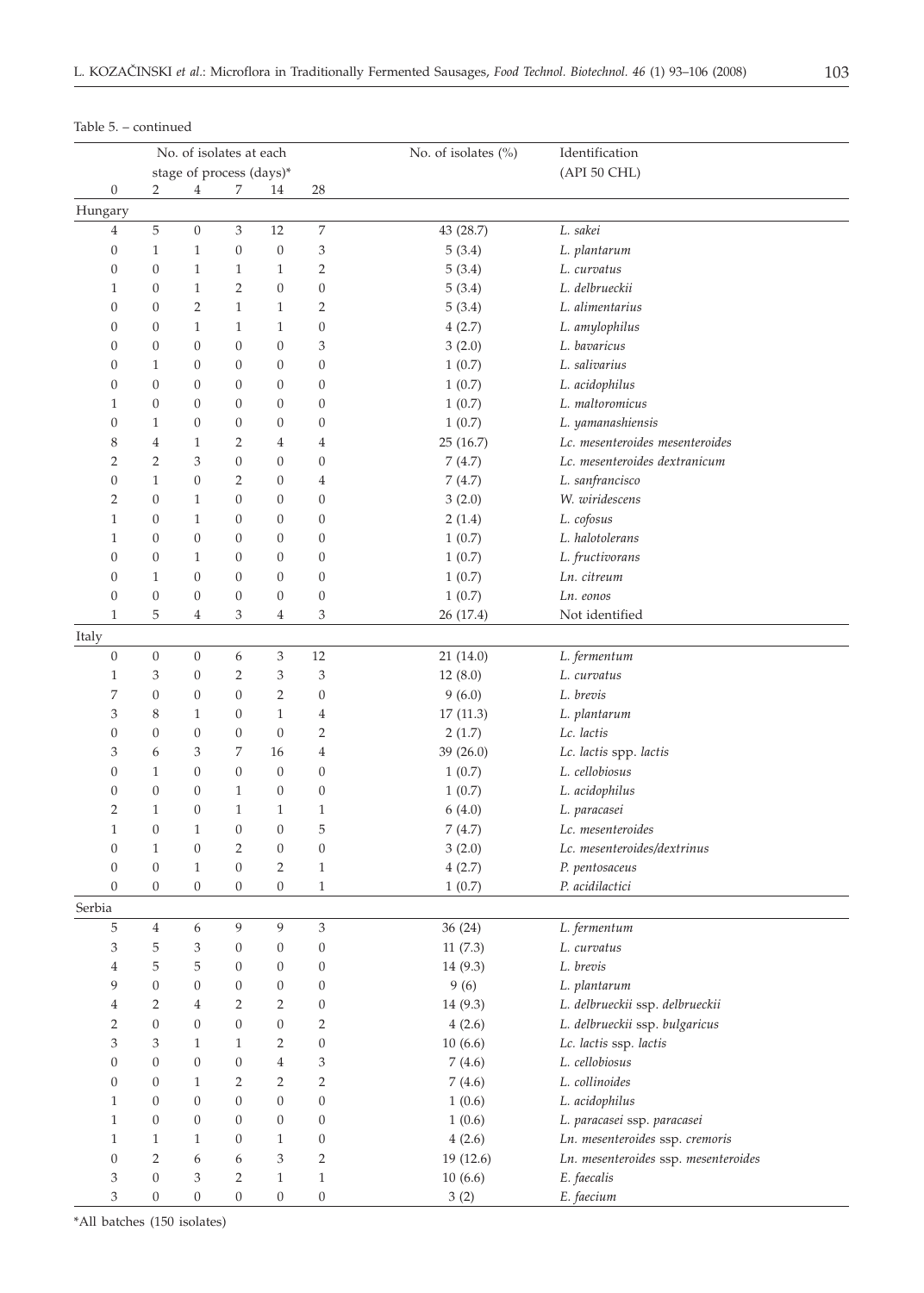Table 5. – continued

| No. of isolates at each stage of process (days)* | | | | | | No. of isolates (%) | Identification (API 50 CHL) |
|---|---|---|---|---|---|---|---|
| 0 | 2 | 4 | 7 | 14 | 28 | | |
| Hungary | | | | | | | |
| 4 | 5 | 0 | 3 | 12 | 7 | 43 (28.7) | *L. sakei* |
| 0 | 1 | 1 | 0 | 0 | 3 | 5 (3.4) | *L. plantarum* |
| 0 | 0 | 1 | 1 | 1 | 2 | 5 (3.4) | *L. curvatus* |
| 1 | 0 | 1 | 2 | 0 | 0 | 5 (3.4) | *L. delbrueckii* |
| 0 | 0 | 2 | 1 | 1 | 2 | 5 (3.4) | *L. alimentarius* |
| 0 | 0 | 1 | 1 | 1 | 0 | 4 (2.7) | *L. amylophilus* |
| 0 | 0 | 0 | 0 | 0 | 3 | 3 (2.0) | *L. bavaricus* |
| 0 | 1 | 0 | 0 | 0 | 0 | 1 (0.7) | *L. salivarius* |
| 0 | 0 | 0 | 0 | 0 | 0 | 1 (0.7) | *L. acidophilus* |
| 1 | 0 | 0 | 0 | 0 | 0 | 1 (0.7) | *L. maltoromicus* |
| 0 | 1 | 0 | 0 | 0 | 0 | 1 (0.7) | *L. yamanashiensis* |
| 8 | 4 | 1 | 2 | 4 | 4 | 25 (16.7) | *Lc. mesenteroides mesenteroides* |
| 2 | 2 | 3 | 0 | 0 | 0 | 7 (4.7) | *Lc. mesenteroides dextranicum* |
| 0 | 1 | 0 | 2 | 0 | 4 | 7 (4.7) | *L. sanfrancisco* |
| 2 | 0 | 1 | 0 | 0 | 0 | 3 (2.0) | *W. wiridescens* |
| 1 | 0 | 1 | 0 | 0 | 0 | 2 (1.4) | *L. cofosus* |
| 1 | 0 | 0 | 0 | 0 | 0 | 1 (0.7) | *L. halotolerans* |
| 0 | 0 | 1 | 0 | 0 | 0 | 1 (0.7) | *L. fructivorans* |
| 0 | 1 | 0 | 0 | 0 | 0 | 1 (0.7) | *Ln. citreum* |
| 0 | 0 | 0 | 0 | 0 | 0 | 1 (0.7) | *Ln. eonos* |
| 1 | 5 | 4 | 3 | 4 | 3 | 26 (17.4) | Not identified |
| Italy | | | | | | | |
| 0 | 0 | 0 | 6 | 3 | 12 | 21 (14.0) | *L. fermentum* |
| 1 | 3 | 0 | 2 | 3 | 3 | 12 (8.0) | *L. curvatus* |
| 7 | 0 | 0 | 0 | 2 | 0 | 9 (6.0) | *L. brevis* |
| 3 | 8 | 1 | 0 | 1 | 4 | 17 (11.3) | *L. plantarum* |
| 0 | 0 | 0 | 0 | 0 | 2 | 2 (1.7) | *Lc. lactis* |
| 3 | 6 | 3 | 7 | 16 | 4 | 39 (26.0) | *Lc. lactis* spp. *lactis* |
| 0 | 1 | 0 | 0 | 0 | 0 | 1 (0.7) | *L. cellobiosus* |
| 0 | 0 | 0 | 1 | 0 | 0 | 1 (0.7) | *L. acidophilus* |
| 2 | 1 | 0 | 1 | 1 | 1 | 6 (4.0) | *L. paracasei* |
| 1 | 0 | 1 | 0 | 0 | 5 | 7 (4.7) | *Lc. mesenteroides* |
| 0 | 1 | 0 | 2 | 0 | 0 | 3 (2.0) | *Lc. mesenteroides/dextrinus* |
| 0 | 0 | 1 | 0 | 2 | 1 | 4 (2.7) | *P. pentosaceus* |
| 0 | 0 | 0 | 0 | 0 | 1 | 1 (0.7) | *P. acidilactici* |
| Serbia | | | | | | | |
| 5 | 4 | 6 | 9 | 9 | 3 | 36 (24) | *L. fermentum* |
| 3 | 5 | 3 | 0 | 0 | 0 | 11 (7.3) | *L. curvatus* |
| 4 | 5 | 5 | 0 | 0 | 0 | 14 (9.3) | *L. brevis* |
| 9 | 0 | 0 | 0 | 0 | 0 | 9 (6) | *L. plantarum* |
| 4 | 2 | 4 | 2 | 2 | 0 | 14 (9.3) | *L. delbrueckii* ssp. *delbrueckii* |
| 2 | 0 | 0 | 0 | 0 | 2 | 4 (2.6) | *L. delbrueckii* ssp. *bulgaricus* |
| 3 | 3 | 1 | 1 | 2 | 0 | 10 (6.6) | *Lc. lactis* ssp. *lactis* |
| 0 | 0 | 0 | 0 | 4 | 3 | 7 (4.6) | *L. cellobiosus* |
| 0 | 0 | 1 | 2 | 2 | 2 | 7 (4.6) | *L. collinoides* |
| 1 | 0 | 0 | 0 | 0 | 0 | 1 (0.6) | *L. acidophilus* |
| 1 | 0 | 0 | 0 | 0 | 0 | 1 (0.6) | *L. paracasei* ssp. *paracasei* |
| 1 | 1 | 1 | 0 | 1 | 0 | 4 (2.6) | *Ln. mesenteroides* ssp. *cremoris* |
| 0 | 2 | 6 | 6 | 3 | 2 | 19 (12.6) | *Ln. mesenteroides* ssp. *mesenteroides* |
| 3 | 0 | 3 | 2 | 1 | 1 | 10 (6.6) | *E. faecalis* |
| 3 | 0 | 0 | 0 | 0 | 0 | 3 (2) | *E. faecium* |

*All batches (150 isolates)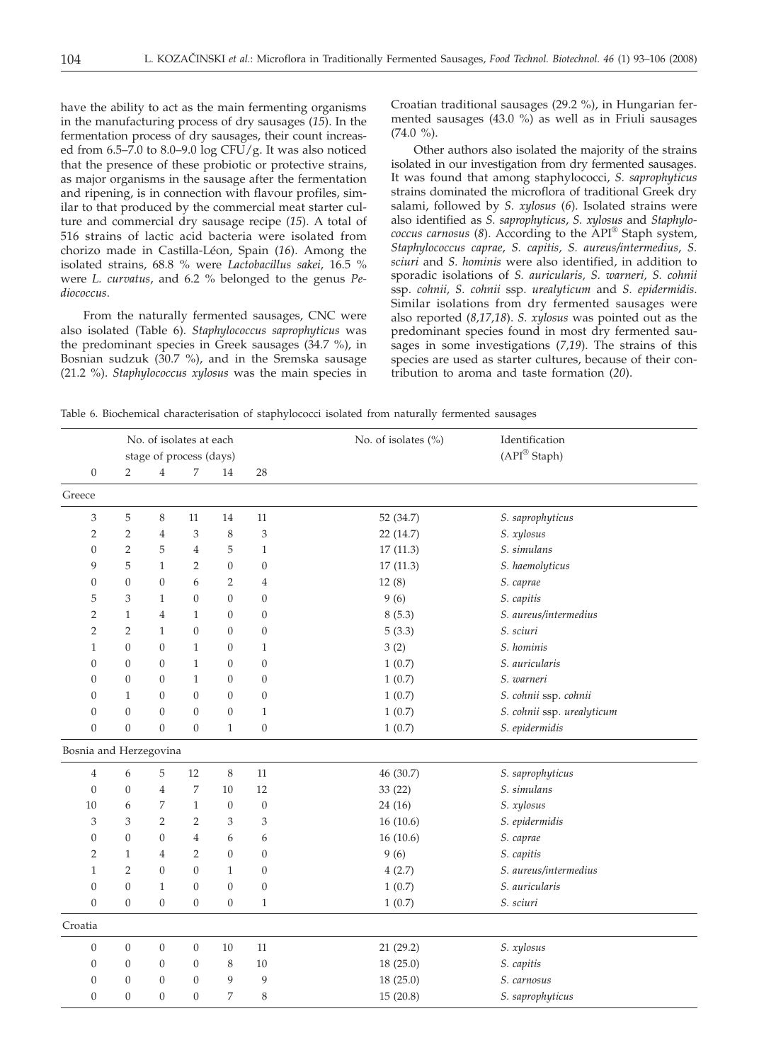have the ability to act as the main fermenting organisms in the manufacturing process of dry sausages (*15*). In the fermentation process of dry sausages, their count increased from 6.5–7.0 to 8.0–9.0 log CFU/g. It was also noticed that the presence of these probiotic or protective strains, as major organisms in the sausage after the fermentation and ripening, is in connection with flavour profiles, similar to that produced by the commercial meat starter culture and commercial dry sausage recipe (*15*). A total of 516 strains of lactic acid bacteria were isolated from chorizo made in Castilla-Léon, Spain (*16*). Among the isolated strains, 68.8 % were *Lactobacillus sakei*, 16.5 % were *L. curvatus*, and 6.2 % belonged to the genus *Pediococcus*.

From the naturally fermented sausages, CNC were also isolated (Table 6). *Staphylococcus saprophyticus* was the predominant species in Greek sausages (34.7 %), in Bosnian sudzuk (30.7 %), and in the Sremska sausage (21.2 %). *Staphylococcus xylosus* was the main species in Croatian traditional sausages (29.2 %), in Hungarian fermented sausages (43.0 %) as well as in Friuli sausages (74.0 %).

Other authors also isolated the majority of the strains isolated in our investigation from dry fermented sausages. It was found that among staphylococci, *S. saprophyticus* strains dominated the microflora of traditional Greek dry salami, followed by *S. xylosus* (*6*). Isolated strains were also identified as *S. saprophyticus*, *S. xylosus* and *Staphylococcus carnosus* (*8*). According to the API® Staph system, *Staphylococcus caprae*, *S. capitis, S. aureus/intermedius*, *S. sciuri* and *S. hominis* were also identified, in addition to sporadic isolations of *S. auricularis*, *S. warneri*, *S. cohnii* ssp. *cohnii*, *S. cohnii* ssp. *urealyticum* and *S. epidermidis*. Similar isolations from dry fermented sausages were also reported (*8,17,18*). *S. xylosus* was pointed out as the predominant species found in most dry fermented sausages in some investigations (*7,19*). The strains of this species are used as starter cultures, because of their contribution to aroma and taste formation (*20*).

Table 6. Biochemical characterisation of staphylococci isolated from naturally fermented sausages

| No. of isolates at each stage of process (days) | | | | | | No. of isolates (%) | Identification (API® Staph) |
|---|---|---|---|---|---|---|---|
| 0 | 2 | 4 | 7 | 14 | 28 | | |
| **Greece** | | | | | | | |
| 3 | 5 | 8 | 11 | 14 | 11 | 52 (34.7) | *S. saprophyticus* |
| 2 | 2 | 4 | 3 | 8 | 3 | 22 (14.7) | *S. xylosus* |
| 0 | 2 | 5 | 4 | 5 | 1 | 17 (11.3) | *S. simulans* |
| 9 | 5 | 1 | 2 | 0 | 0 | 17 (11.3) | *S. haemolyticus* |
| 0 | 0 | 0 | 6 | 2 | 4 | 12 (8) | *S. caprae* |
| 5 | 3 | 1 | 0 | 0 | 0 | 9 (6) | *S. capitis* |
| 2 | 1 | 4 | 1 | 0 | 0 | 8 (5.3) | *S. aureus/intermedius* |
| 2 | 2 | 1 | 0 | 0 | 0 | 5 (3.3) | *S. sciuri* |
| 1 | 0 | 0 | 1 | 0 | 1 | 3 (2) | *S. hominis* |
| 0 | 0 | 0 | 1 | 0 | 0 | 1 (0.7) | *S. auricularis* |
| 0 | 0 | 0 | 1 | 0 | 0 | 1 (0.7) | *S. warneri* |
| 0 | 1 | 0 | 0 | 0 | 0 | 1 (0.7) | *S. cohnii* ssp. *cohnii* |
| 0 | 0 | 0 | 0 | 0 | 1 | 1 (0.7) | *S. cohnii* ssp. *urealyticum* |
| 0 | 0 | 0 | 0 | 1 | 0 | 1 (0.7) | *S. epidermidis* |
| **Bosnia and Herzegovina** | | | | | | | |
| 4 | 6 | 5 | 12 | 8 | 11 | 46 (30.7) | *S. saprophyticus* |
| 0 | 0 | 4 | 7 | 10 | 12 | 33 (22) | *S. simulans* |
| 10 | 6 | 7 | 1 | 0 | 0 | 24 (16) | *S. xylosus* |
| 3 | 3 | 2 | 2 | 3 | 3 | 16 (10.6) | *S. epidermidis* |
| 0 | 0 | 0 | 4 | 6 | 6 | 16 (10.6) | *S. caprae* |
| 2 | 1 | 4 | 2 | 0 | 0 | 9 (6) | *S. capitis* |
| 1 | 2 | 0 | 0 | 1 | 0 | 4 (2.7) | *S. aureus/intermedius* |
| 0 | 0 | 1 | 0 | 0 | 0 | 1 (0.7) | *S. auricularis* |
| 0 | 0 | 0 | 0 | 0 | 1 | 1 (0.7) | *S. sciuri* |
| **Croatia** | | | | | | | |
| 0 | 0 | 0 | 0 | 10 | 11 | 21 (29.2) | *S. xylosus* |
| 0 | 0 | 0 | 0 | 8 | 10 | 18 (25.0) | *S. capitis* |
| 0 | 0 | 0 | 0 | 9 | 9 | 18 (25.0) | *S. carnosus* |
| 0 | 0 | 0 | 0 | 7 | 8 | 15 (20.8) | *S. saprophyticus* |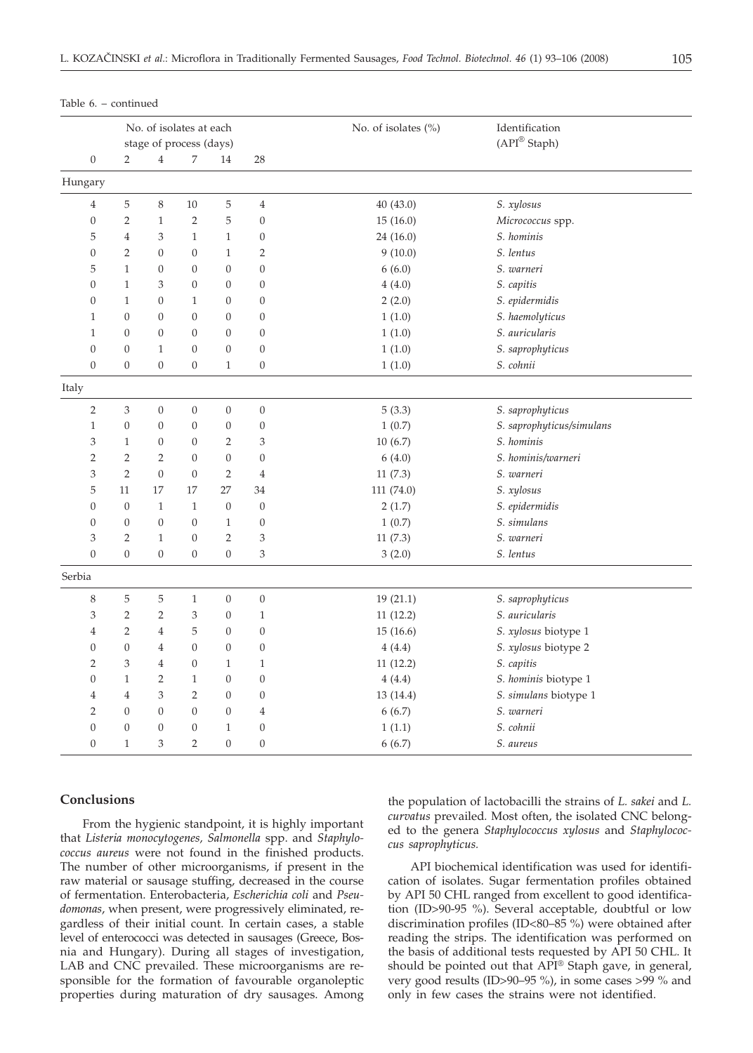Table 6. – continued

| No. of isolates at each stage of process (days) | | | | | | No. of isolates (%) | Identification (API® Staph) |
|---|---|---|---|---|---|---|---|
| 0 | 2 | 4 | 7 | 14 | 28 | | |
| Hungary | | | | | | | |
| 4 | 5 | 8 | 10 | 5 | 4 | 40 (43.0) | *S. xylosus* |
| 0 | 2 | 1 | 2 | 5 | 0 | 15 (16.0) | *Micrococcus* spp. |
| 5 | 4 | 3 | 1 | 1 | 0 | 24 (16.0) | *S. hominis* |
| 0 | 2 | 0 | 0 | 1 | 2 | 9 (10.0) | *S. lentus* |
| 5 | 1 | 0 | 0 | 0 | 0 | 6 (6.0) | *S. warneri* |
| 0 | 1 | 3 | 0 | 0 | 0 | 4 (4.0) | *S. capitis* |
| 0 | 1 | 0 | 1 | 0 | 0 | 2 (2.0) | *S. epidermidis* |
| 1 | 0 | 0 | 0 | 0 | 0 | 1 (1.0) | *S. haemolyticus* |
| 1 | 0 | 0 | 0 | 0 | 0 | 1 (1.0) | *S. auricularis* |
| 0 | 0 | 1 | 0 | 0 | 0 | 1 (1.0) | *S. saprophyticus* |
| 0 | 0 | 0 | 0 | 1 | 0 | 1 (1.0) | *S. cohnii* |
| Italy | | | | | | | |
| 2 | 3 | 0 | 0 | 0 | 0 | 5 (3.3) | *S. saprophyticus* |
| 1 | 0 | 0 | 0 | 0 | 0 | 1 (0.7) | *S. saprophyticus/simulans* |
| 3 | 1 | 0 | 0 | 2 | 3 | 10 (6.7) | *S. hominis* |
| 2 | 2 | 2 | 0 | 0 | 0 | 6 (4.0) | *S. hominis/warneri* |
| 3 | 2 | 0 | 0 | 2 | 4 | 11 (7.3) | *S. warneri* |
| 5 | 11 | 17 | 17 | 27 | 34 | 111 (74.0) | *S. xylosus* |
| 0 | 0 | 1 | 1 | 0 | 0 | 2 (1.7) | *S. epidermidis* |
| 0 | 0 | 0 | 0 | 1 | 0 | 1 (0.7) | *S. simulans* |
| 3 | 2 | 1 | 0 | 2 | 3 | 11 (7.3) | *S. warneri* |
| 0 | 0 | 0 | 0 | 0 | 3 | 3 (2.0) | *S. lentus* |
| Serbia | | | | | | | |
| 8 | 5 | 5 | 1 | 0 | 0 | 19 (21.1) | *S. saprophyticus* |
| 3 | 2 | 2 | 3 | 0 | 1 | 11 (12.2) | *S. auricularis* |
| 4 | 2 | 4 | 5 | 0 | 0 | 15 (16.6) | *S. xylosus* biotype 1 |
| 0 | 0 | 4 | 0 | 0 | 0 | 4 (4.4) | *S. xylosus* biotype 2 |
| 2 | 3 | 4 | 0 | 1 | 1 | 11 (12.2) | *S. capitis* |
| 0 | 1 | 2 | 1 | 0 | 0 | 4 (4.4) | *S. hominis* biotype 1 |
| 4 | 4 | 3 | 2 | 0 | 0 | 13 (14.4) | *S. simulans* biotype 1 |
| 2 | 0 | 0 | 0 | 0 | 4 | 6 (6.7) | *S. warneri* |
| 0 | 0 | 0 | 0 | 1 | 0 | 1 (1.1) | *S. cohnii* |
| 0 | 1 | 3 | 2 | 0 | 0 | 6 (6.7) | *S. aureus* |

## Conclusions

From the hygienic standpoint, it is highly important that *Listeria monocytogenes, Salmonella* spp. and *Staphylococcus aureus* were not found in the finished products. The number of other microorganisms, if present in the raw material or sausage stuffing, decreased in the course of fermentation. Enterobacteria, *Escherichia coli* and *Pseudomonas*, when present, were progressively eliminated, regardless of their initial count. In certain cases, a stable level of enterococci was detected in sausages (Greece, Bosnia and Hungary). During all stages of investigation, LAB and CNC prevailed. These microorganisms are responsible for the formation of favourable organoleptic properties during maturation of dry sausages. Among the population of lactobacilli the strains of *L. sakei* and *L. curvatus* prevailed. Most often, the isolated CNC belonged to the genera *Staphylococcus xylosus* and *Staphylococcus saprophyticus.*

API biochemical identification was used for identification of isolates. Sugar fermentation profiles obtained by API 50 CHL ranged from excellent to good identification (ID>90-95 %). Several acceptable, doubtful or low discrimination profiles (ID<80–85 %) were obtained after reading the strips. The identification was performed on the basis of additional tests requested by API 50 CHL. It should be pointed out that API® Staph gave, in general, very good results (ID>90–95 %), in some cases >99 % and only in few cases the strains were not identified.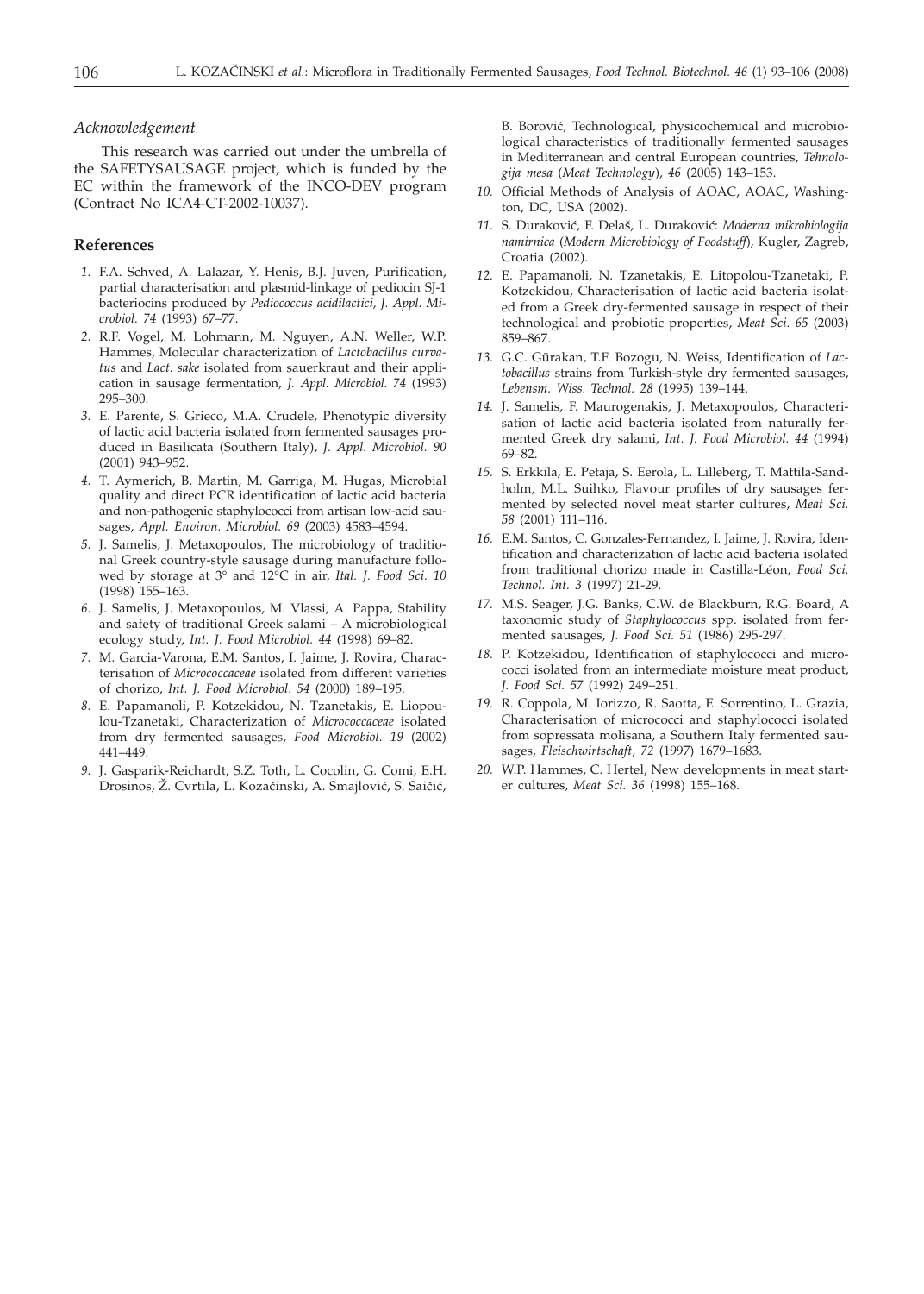### *Acknowledgement*

This research was carried out under the umbrella of the SAFETYSAUSAGE project, which is funded by the EC within the framework of the INCO-DEV program (Contract No ICA4-CT-2002-10037).

## References

1. F.A. Schved, A. Lalazar, Y. Henis, B.J. Juven, Purification, partial characterisation and plasmid-linkage of pediocin SJ-1 bacteriocins produced by *Pediococcus acidilactici, J. Appl. Microbiol. 74* (1993) 67–77.
2. R.F. Vogel, M. Lohmann, M. Nguyen, A.N. Weller, W.P. Hammes, Molecular characterization of *Lactobacillus curvatus* and *Lact. sake* isolated from sauerkraut and their application in sausage fermentation, *J. Appl. Microbiol. 74* (1993) 295–300.
3. E. Parente, S. Grieco, M.A. Crudele, Phenotypic diversity of lactic acid bacteria isolated from fermented sausages produced in Basilicata (Southern Italy), *J. Appl. Microbiol. 90* (2001) 943–952.
4. T. Aymerich, B. Martin, M. Garriga, M. Hugas, Microbial quality and direct PCR identification of lactic acid bacteria and non-pathogenic staphylococci from artisan low-acid sausages, *Appl. Environ. Microbiol. 69* (2003) 4583–4594.
5. J. Samelis, J. Metaxopoulos, The microbiology of traditional Greek country-style sausage during manufacture followed by storage at 3° and 12°C in air, *Ital. J. Food Sci. 10* (1998) 155–163.
6. J. Samelis, J. Metaxopoulos, M. Vlassi, A. Pappa, Stability and safety of traditional Greek salami – A microbiological ecology study, *Int. J. Food Microbiol. 44* (1998) 69–82.
7. M. Garcia-Varona, E.M. Santos, I. Jaime, J. Rovira, Characterisation of *Micrococcaceae* isolated from different varieties of chorizo, *Int. J. Food Microbiol. 54* (2000) 189–195.
8. E. Papamanoli, P. Kotzekidou, N. Tzanetakis, E. Liopoulou-Tzanetaki, Characterization of *Micrococcaceae* isolated from dry fermented sausages, *Food Microbiol. 19* (2002) 441–449.
9. J. Gasparik-Reichardt, S.Z. Toth, L. Cocolin, G. Comi, E.H. Drosinos, Ž. Cvrtila, L. Kozačinski, A. Smajlović, S. Saičić, B. Borović, Technological, physicochemical and microbiological characteristics of traditionally fermented sausages in Mediterranean and central European countries, *Tehnologija mesa* (*Meat Technology*), *46* (2005) 143–153.
10. Official Methods of Analysis of AOAC, AOAC, Washington, DC, USA (2002).
11. S. Duraković, F. Delaš, L. Duraković: *Moderna mikrobiologija namirnica* (*Modern Microbiology of Foodstuff*), Kugler, Zagreb, Croatia (2002).
12. E. Papamanoli, N. Tzanetakis, E. Litopolou-Tzanetaki, P. Kotzekidou, Characterisation of lactic acid bacteria isolated from a Greek dry-fermented sausage in respect of their technological and probiotic properties, *Meat Sci. 65* (2003) 859–867.
13. G.C. Gürakan, T.F. Bozogu, N. Weiss, Identification of *Lactobacillus* strains from Turkish-style dry fermented sausages, *Lebensm. Wiss. Technol. 28* (1995) 139–144.
14. J. Samelis, F. Maurogenakis, J. Metaxopoulos, Characterisation of lactic acid bacteria isolated from naturally fermented Greek dry salami, *Int. J. Food Microbiol. 44* (1994) 69–82.
15. S. Erkkila, E. Petaja, S. Eerola, L. Lilleberg, T. Mattila-Sandholm, M.L. Suihko, Flavour profiles of dry sausages fermented by selected novel meat starter cultures, *Meat Sci. 58* (2001) 111–116.
16. E.M. Santos, C. Gonzales-Fernandez, I. Jaime, J. Rovira, Identification and characterization of lactic acid bacteria isolated from traditional chorizo made in Castilla-Léon, *Food Sci. Technol. Int. 3* (1997) 21-29.
17. M.S. Seager, J.G. Banks, C.W. de Blackburn, R.G. Board, A taxonomic study of *Staphylococcus* spp. isolated from fermented sausages, *J. Food Sci. 51* (1986) 295-297.
18. P. Kotzekidou, Identification of staphylococci and micrococci isolated from an intermediate moisture meat product, *J. Food Sci. 57* (1992) 249–251.
19. R. Coppola, M. Iorizzo, R. Saotta, E. Sorrentino, L. Grazia, Characterisation of micrococci and staphylococci isolated from sopressata molisana, a Southern Italy fermented sausages, *Fleischwirtschaft, 72* (1997) 1679–1683.
20. W.P. Hammes, C. Hertel, New developments in meat starter cultures, *Meat Sci. 36* (1998) 155–168.